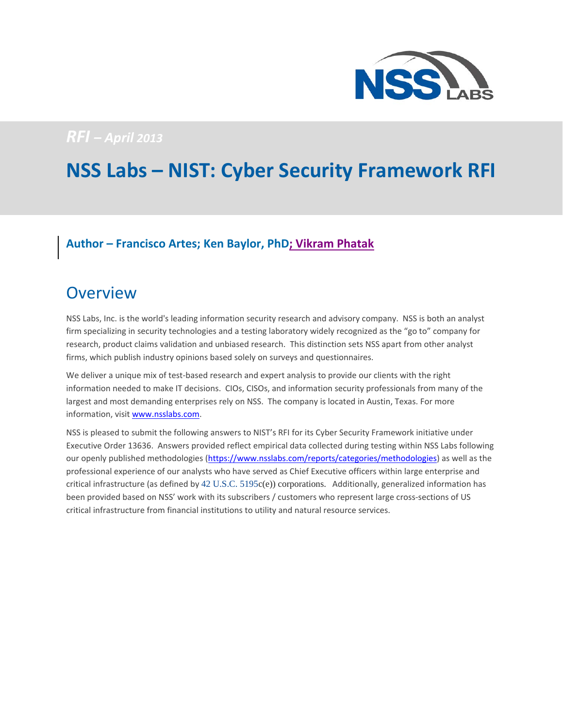*RFI – April 2013*

# NSS Labs – NIST: Cyber Security Framework RFI

**Author – Francisco Artes; Ken Baylor, PhD; Vikram Phatak**

## Overview

NSS Labs, Inc. is the world's leading information security research and advisory company. NSS is both an analyst firm specializing in security technologies and a testing laboratory widely recognized as the "go to" company for research, product claims validation and unbiased research. This distinction sets NSS apart from other analyst firms, which publish industry opinions based solely on surveys and questionnaires.

We deliver a unique mix of test-based research and expert analysis to provide our clients with the right information needed to make IT decisions. CIOs, CISOs, and information security professionals from many of the largest and most demanding enterprises rely on NSS. The company is located in Austin, Texas. For more information, visit www.nsslabs.com.

NSS is pleased to submit the following answers to NIST's RFI for its Cyber Security Framework initiative under Executive Order 13636. Answers provided reflect empirical data collected during testing within NSS Labs following our openly published methodologies (https://www.nsslabs.com/reports/categories/methodologies) as well as the professional experience of our analysts who have served as Chief Executive officers within large enterprise and critical infrastructure (as defined by 42 U.S.C. 5195c(e)) corporations. Additionally, generalized information has been provided based on NSS' work with its subscribers / customers who represent large cross-sections of US critical infrastructure from financial institutions to utility and natural resource services.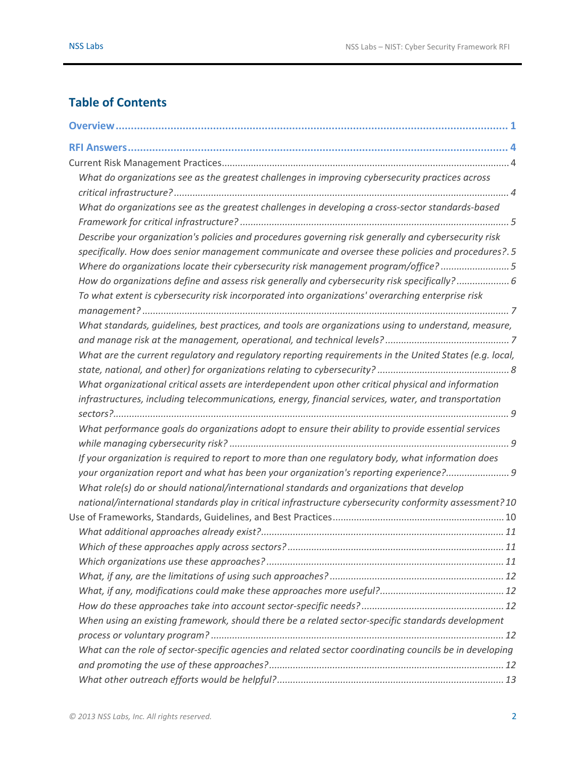## Table of Contents

**Overview** ........................................................................................................................ 1

**RFI Answers** ................................................................................................................... 4

Current Risk Management Practices .................................................................................. 4

*What do organizations see as the greatest challenges in improving cybersecurity practices across critical infrastructure?* ........................................................................................ 4

*What do organizations see as the greatest challenges in developing a cross-sector standards-based Framework for critical infrastructure?* ......................................................................... 5

*Describe your organization's policies and procedures governing risk generally and cybersecurity risk specifically. How does senior management communicate and oversee these policies and procedures?* . 5

*Where do organizations locate their cybersecurity risk management program/office?* .................. 5

*How do organizations define and assess risk generally and cybersecurity risk specifically?* ........... 6

*To what extent is cybersecurity risk incorporated into organizations' overarching enterprise risk management?* ........................................................................................................ 7

*What standards, guidelines, best practices, and tools are organizations using to understand, measure, and manage risk at the management, operational, and technical levels?* ............................. 7

*What are the current regulatory and regulatory reporting requirements in the United States (e.g. local, state, national, and other) for organizations relating to cybersecurity?* ................................... 8

*What organizational critical assets are interdependent upon other critical physical and information infrastructures, including telecommunications, energy, financial services, water, and transportation sectors?* ................................................................................................................... 9

*What performance goals do organizations adopt to ensure their ability to provide essential services while managing cybersecurity risk?* .......................................................................... 9

*If your organization is required to report to more than one regulatory body, what information does your organization report and what has been your organization's reporting experience?* .............. 9

*What role(s) do or should national/international standards and organizations that develop national/international standards play in critical infrastructure cybersecurity conformity assessment?* 10

Use of Frameworks, Standards, Guidelines, and Best Practices ............................................... 10

*What additional approaches already exist?* .................................................................... 11

*Which of these approaches apply across sectors?* ........................................................... 11

*Which organizations use these approaches?* ................................................................... 11

*What, if any, are the limitations of using such approaches?* .............................................. 12

*What, if any, modifications could make these approaches more useful?* ............................. 12

*How do these approaches take into account sector-specific needs?* .................................... 12

*When using an existing framework, should there be a related sector-specific standards development process or voluntary program?* ........................................................................ 12

*What can the role of sector-specific agencies and related sector coordinating councils be in developing and promoting the use of these approaches?* ...................................................... 12

*What other outreach efforts would be helpful?* ............................................................... 13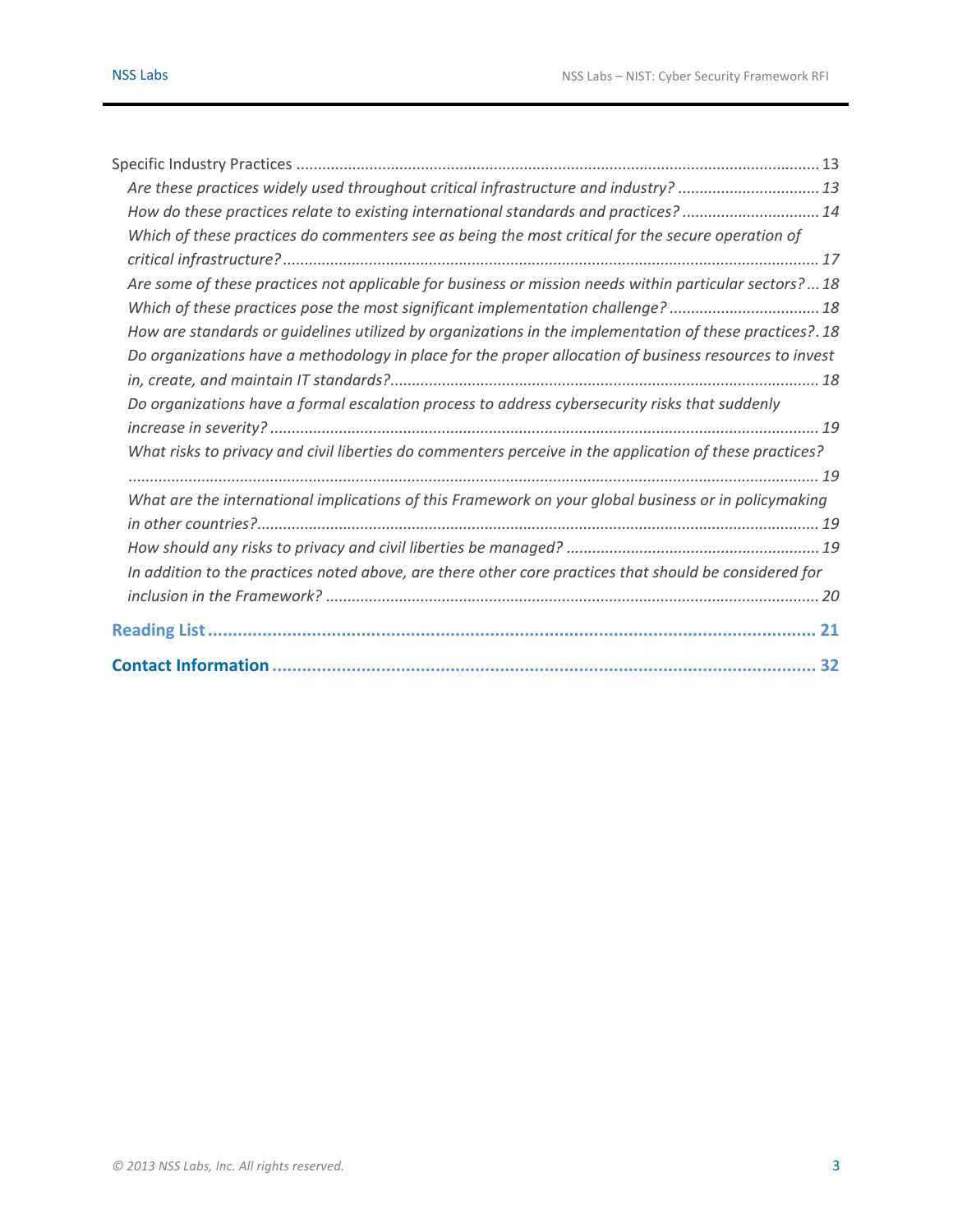Specific Industry Practices ........................................................................................................................ 13

*Are these practices widely used throughout critical infrastructure and industry? ................................ 13*

*How do these practices relate to existing international standards and practices? ................................ 14*

*Which of these practices do commenters see as being the most critical for the secure operation of critical infrastructure? ............................................................................................................................ 17*

*Are some of these practices not applicable for business or mission needs within particular sectors? ... 18*

*Which of these practices pose the most significant implementation challenge? .................................. 18*

*How are standards or guidelines utilized by organizations in the implementation of these practices?. 18*

*Do organizations have a methodology in place for the proper allocation of business resources to invest in, create, and maintain IT standards?.................................................................................................. 18*

*Do organizations have a formal escalation process to address cybersecurity risks that suddenly increase in severity? .............................................................................................................................. 19*

*What risks to privacy and civil liberties do commenters perceive in the application of these practices? ............................................................................................................................................................... 19*

*What are the international implications of this Framework on your global business or in policymaking in other countries?.................................................................................................................................. 19*

*How should any risks to privacy and civil liberties be managed? .......................................................... 19*

*In addition to the practices noted above, are there other core practices that should be considered for inclusion in the Framework? ................................................................................................................. 20*

**Reading List ........................................................................................................................... 21**

**Contact Information .............................................................................................................. 32**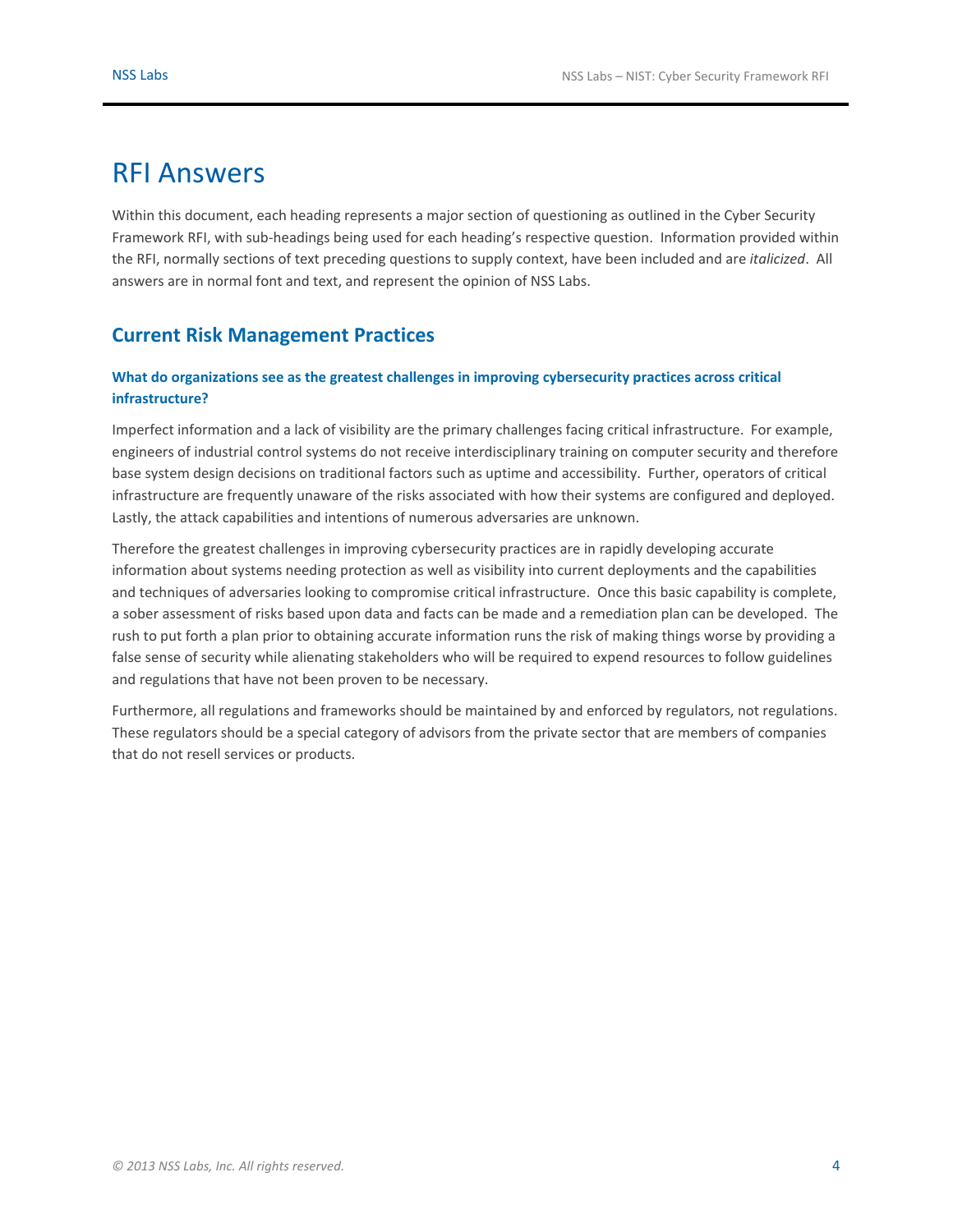# RFI Answers

Within this document, each heading represents a major section of questioning as outlined in the Cyber Security Framework RFI, with sub-headings being used for each heading's respective question. Information provided within the RFI, normally sections of text preceding questions to supply context, have been included and are *italicized*. All answers are in normal font and text, and represent the opinion of NSS Labs.

## Current Risk Management Practices

### What do organizations see as the greatest challenges in improving cybersecurity practices across critical infrastructure?

Imperfect information and a lack of visibility are the primary challenges facing critical infrastructure. For example, engineers of industrial control systems do not receive interdisciplinary training on computer security and therefore base system design decisions on traditional factors such as uptime and accessibility. Further, operators of critical infrastructure are frequently unaware of the risks associated with how their systems are configured and deployed. Lastly, the attack capabilities and intentions of numerous adversaries are unknown.

Therefore the greatest challenges in improving cybersecurity practices are in rapidly developing accurate information about systems needing protection as well as visibility into current deployments and the capabilities and techniques of adversaries looking to compromise critical infrastructure. Once this basic capability is complete, a sober assessment of risks based upon data and facts can be made and a remediation plan can be developed. The rush to put forth a plan prior to obtaining accurate information runs the risk of making things worse by providing a false sense of security while alienating stakeholders who will be required to expend resources to follow guidelines and regulations that have not been proven to be necessary.

Furthermore, all regulations and frameworks should be maintained by and enforced by regulators, not regulations. These regulators should be a special category of advisors from the private sector that are members of companies that do not resell services or products.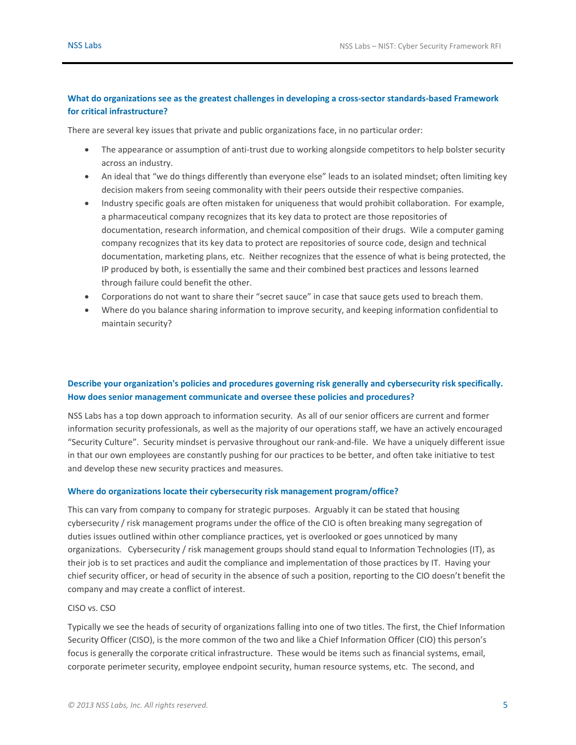### What do organizations see as the greatest challenges in developing a cross-sector standards-based Framework for critical infrastructure?

There are several key issues that private and public organizations face, in no particular order:

- The appearance or assumption of anti-trust due to working alongside competitors to help bolster security across an industry.
- An ideal that "we do things differently than everyone else" leads to an isolated mindset; often limiting key decision makers from seeing commonality with their peers outside their respective companies.
- Industry specific goals are often mistaken for uniqueness that would prohibit collaboration. For example, a pharmaceutical company recognizes that its key data to protect are those repositories of documentation, research information, and chemical composition of their drugs. Wile a computer gaming company recognizes that its key data to protect are repositories of source code, design and technical documentation, marketing plans, etc. Neither recognizes that the essence of what is being protected, the IP produced by both, is essentially the same and their combined best practices and lessons learned through failure could benefit the other.
- Corporations do not want to share their "secret sauce" in case that sauce gets used to breach them.
- Where do you balance sharing information to improve security, and keeping information confidential to maintain security?

### Describe your organization's policies and procedures governing risk generally and cybersecurity risk specifically. How does senior management communicate and oversee these policies and procedures?

NSS Labs has a top down approach to information security. As all of our senior officers are current and former information security professionals, as well as the majority of our operations staff, we have an actively encouraged "Security Culture". Security mindset is pervasive throughout our rank-and-file. We have a uniquely different issue in that our own employees are constantly pushing for our practices to be better, and often take initiative to test and develop these new security practices and measures.

### Where do organizations locate their cybersecurity risk management program/office?

This can vary from company to company for strategic purposes. Arguably it can be stated that housing cybersecurity / risk management programs under the office of the CIO is often breaking many segregation of duties issues outlined within other compliance practices, yet is overlooked or goes unnoticed by many organizations. Cybersecurity / risk management groups should stand equal to Information Technologies (IT), as their job is to set practices and audit the compliance and implementation of those practices by IT. Having your chief security officer, or head of security in the absence of such a position, reporting to the CIO doesn't benefit the company and may create a conflict of interest.

CISO vs. CSO

Typically we see the heads of security of organizations falling into one of two titles. The first, the Chief Information Security Officer (CISO), is the more common of the two and like a Chief Information Officer (CIO) this person's focus is generally the corporate critical infrastructure. These would be items such as financial systems, email, corporate perimeter security, employee endpoint security, human resource systems, etc. The second, and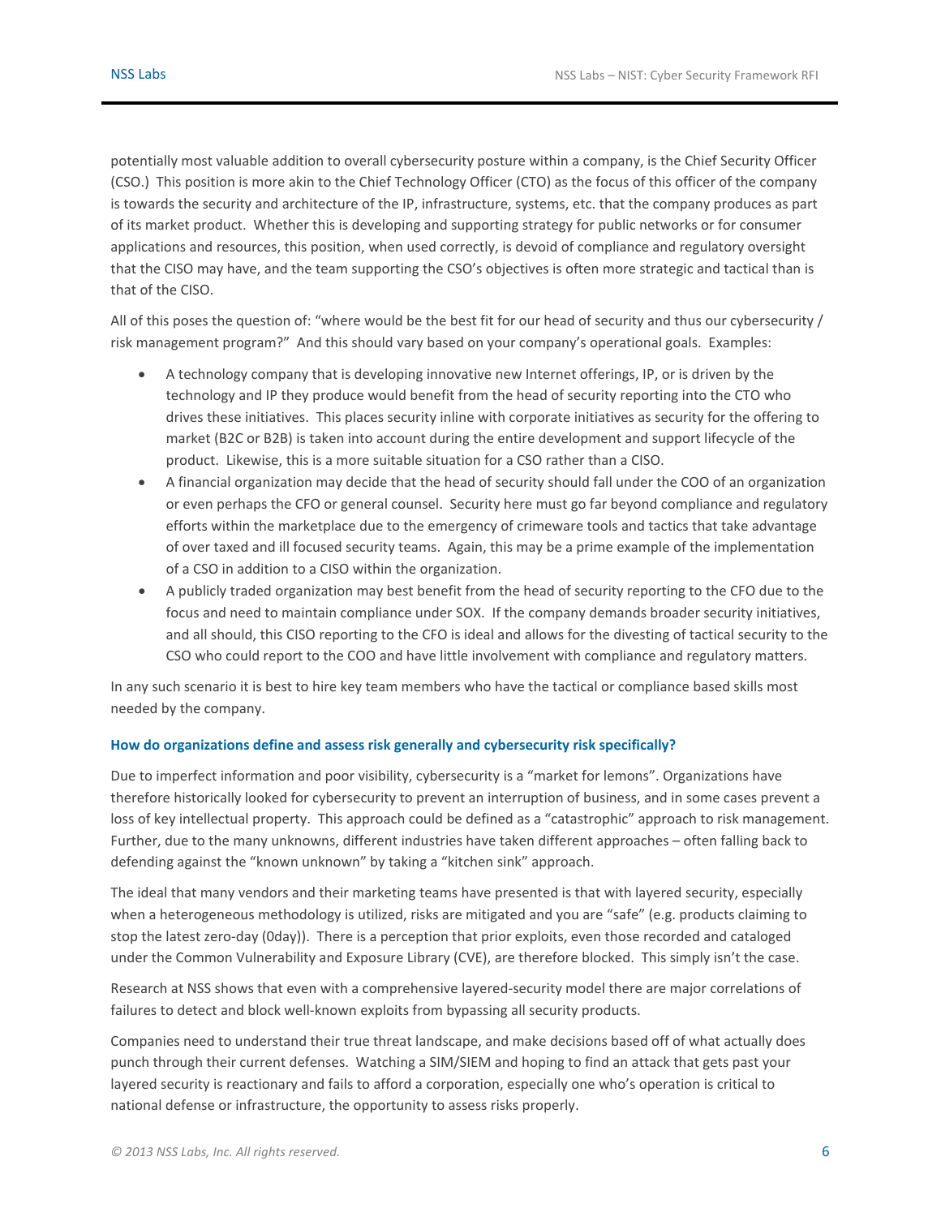potentially most valuable addition to overall cybersecurity posture within a company, is the Chief Security Officer (CSO.) This position is more akin to the Chief Technology Officer (CTO) as the focus of this officer of the company is towards the security and architecture of the IP, infrastructure, systems, etc. that the company produces as part of its market product. Whether this is developing and supporting strategy for public networks or for consumer applications and resources, this position, when used correctly, is devoid of compliance and regulatory oversight that the CISO may have, and the team supporting the CSO's objectives is often more strategic and tactical than is that of the CISO.

All of this poses the question of: "where would be the best fit for our head of security and thus our cybersecurity / risk management program?" And this should vary based on your company's operational goals. Examples:

- A technology company that is developing innovative new Internet offerings, IP, or is driven by the technology and IP they produce would benefit from the head of security reporting into the CTO who drives these initiatives. This places security inline with corporate initiatives as security for the offering to market (B2C or B2B) is taken into account during the entire development and support lifecycle of the product. Likewise, this is a more suitable situation for a CSO rather than a CISO.
- A financial organization may decide that the head of security should fall under the COO of an organization or even perhaps the CFO or general counsel. Security here must go far beyond compliance and regulatory efforts within the marketplace due to the emergency of crimeware tools and tactics that take advantage of over taxed and ill focused security teams. Again, this may be a prime example of the implementation of a CSO in addition to a CISO within the organization.
- A publicly traded organization may best benefit from the head of security reporting to the CFO due to the focus and need to maintain compliance under SOX. If the company demands broader security initiatives, and all should, this CISO reporting to the CFO is ideal and allows for the divesting of tactical security to the CSO who could report to the COO and have little involvement with compliance and regulatory matters.

In any such scenario it is best to hire key team members who have the tactical or compliance based skills most needed by the company.

### How do organizations define and assess risk generally and cybersecurity risk specifically?

Due to imperfect information and poor visibility, cybersecurity is a "market for lemons". Organizations have therefore historically looked for cybersecurity to prevent an interruption of business, and in some cases prevent a loss of key intellectual property. This approach could be defined as a "catastrophic" approach to risk management. Further, due to the many unknowns, different industries have taken different approaches – often falling back to defending against the "known unknown" by taking a "kitchen sink" approach.

The ideal that many vendors and their marketing teams have presented is that with layered security, especially when a heterogeneous methodology is utilized, risks are mitigated and you are "safe" (e.g. products claiming to stop the latest zero-day (0day)). There is a perception that prior exploits, even those recorded and cataloged under the Common Vulnerability and Exposure Library (CVE), are therefore blocked. This simply isn't the case.

Research at NSS shows that even with a comprehensive layered-security model there are major correlations of failures to detect and block well-known exploits from bypassing all security products.

Companies need to understand their true threat landscape, and make decisions based off of what actually does punch through their current defenses. Watching a SIM/SIEM and hoping to find an attack that gets past your layered security is reactionary and fails to afford a corporation, especially one who's operation is critical to national defense or infrastructure, the opportunity to assess risks properly.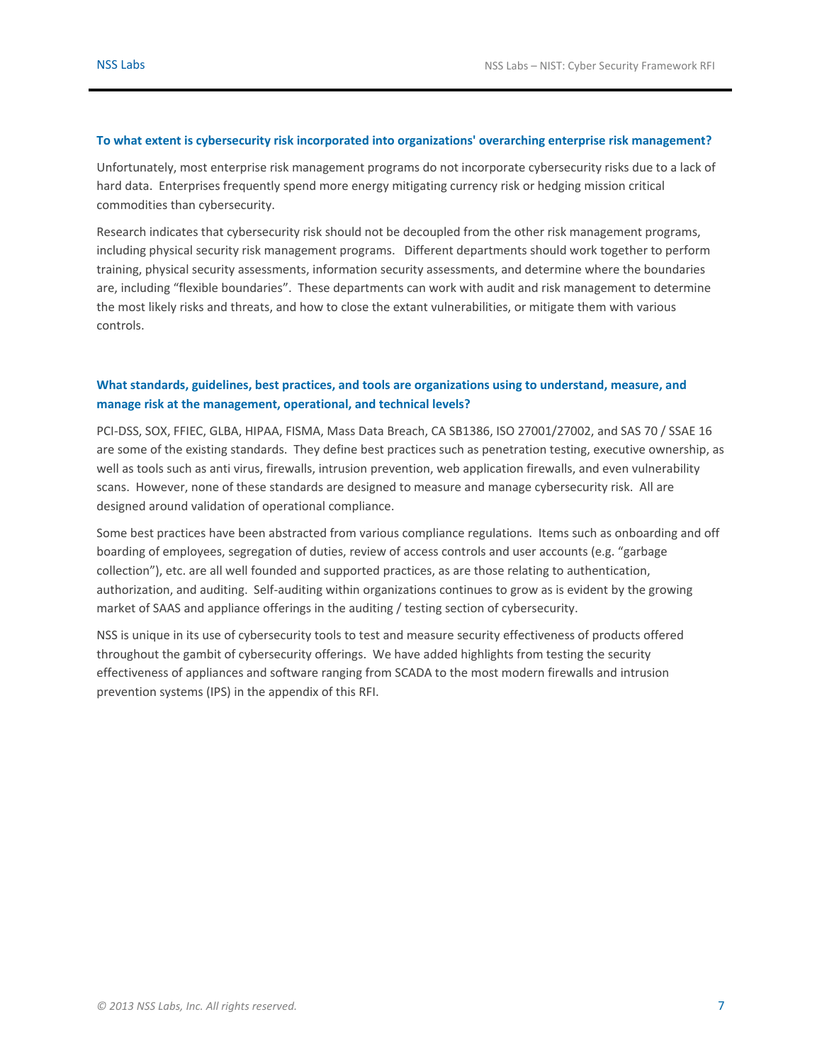### To what extent is cybersecurity risk incorporated into organizations' overarching enterprise risk management?

Unfortunately, most enterprise risk management programs do not incorporate cybersecurity risks due to a lack of hard data. Enterprises frequently spend more energy mitigating currency risk or hedging mission critical commodities than cybersecurity.

Research indicates that cybersecurity risk should not be decoupled from the other risk management programs, including physical security risk management programs. Different departments should work together to perform training, physical security assessments, information security assessments, and determine where the boundaries are, including "flexible boundaries". These departments can work with audit and risk management to determine the most likely risks and threats, and how to close the extant vulnerabilities, or mitigate them with various controls.

### What standards, guidelines, best practices, and tools are organizations using to understand, measure, and manage risk at the management, operational, and technical levels?

PCI-DSS, SOX, FFIEC, GLBA, HIPAA, FISMA, Mass Data Breach, CA SB1386, ISO 27001/27002, and SAS 70 / SSAE 16 are some of the existing standards. They define best practices such as penetration testing, executive ownership, as well as tools such as anti virus, firewalls, intrusion prevention, web application firewalls, and even vulnerability scans. However, none of these standards are designed to measure and manage cybersecurity risk. All are designed around validation of operational compliance.

Some best practices have been abstracted from various compliance regulations. Items such as onboarding and off boarding of employees, segregation of duties, review of access controls and user accounts (e.g. "garbage collection"), etc. are all well founded and supported practices, as are those relating to authentication, authorization, and auditing. Self-auditing within organizations continues to grow as is evident by the growing market of SAAS and appliance offerings in the auditing / testing section of cybersecurity.

NSS is unique in its use of cybersecurity tools to test and measure security effectiveness of products offered throughout the gambit of cybersecurity offerings. We have added highlights from testing the security effectiveness of appliances and software ranging from SCADA to the most modern firewalls and intrusion prevention systems (IPS) in the appendix of this RFI.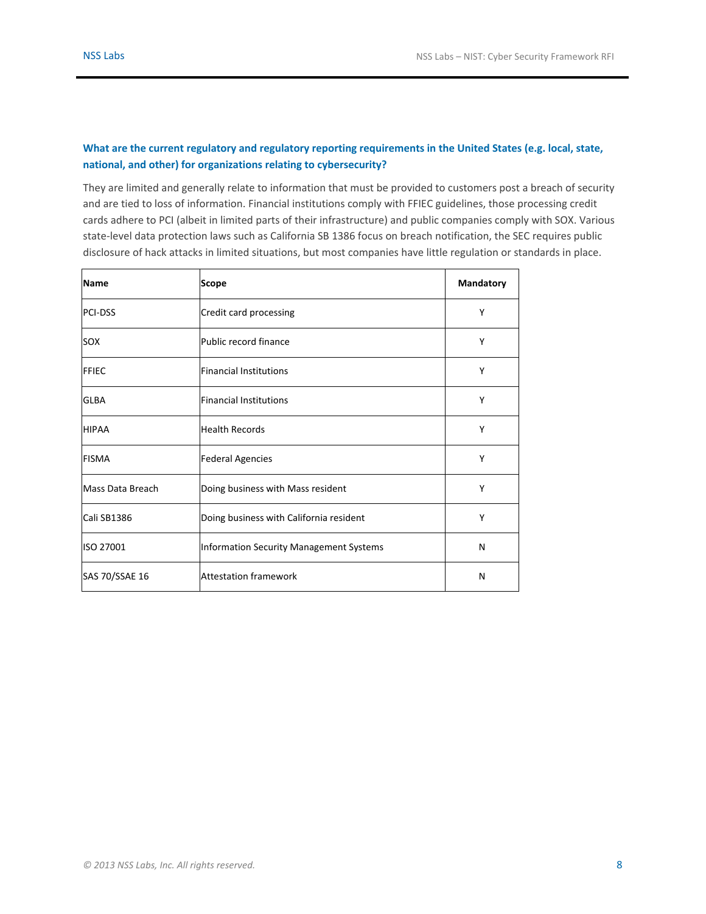### What are the current regulatory and regulatory reporting requirements in the United States (e.g. local, state, national, and other) for organizations relating to cybersecurity?

They are limited and generally relate to information that must be provided to customers post a breach of security and are tied to loss of information. Financial institutions comply with FFIEC guidelines, those processing credit cards adhere to PCI (albeit in limited parts of their infrastructure) and public companies comply with SOX. Various state-level data protection laws such as California SB 1386 focus on breach notification, the SEC requires public disclosure of hack attacks in limited situations, but most companies have little regulation or standards in place.

| Name | Scope | Mandatory |
|---|---|---|
| PCI-DSS | Credit card processing | Y |
| SOX | Public record finance | Y |
| FFIEC | Financial Institutions | Y |
| GLBA | Financial Institutions | Y |
| HIPAA | Health Records | Y |
| FISMA | Federal Agencies | Y |
| Mass Data Breach | Doing business with Mass resident | Y |
| Cali SB1386 | Doing business with California resident | Y |
| ISO 27001 | Information Security Management Systems | N |
| SAS 70/SSAE 16 | Attestation framework | N |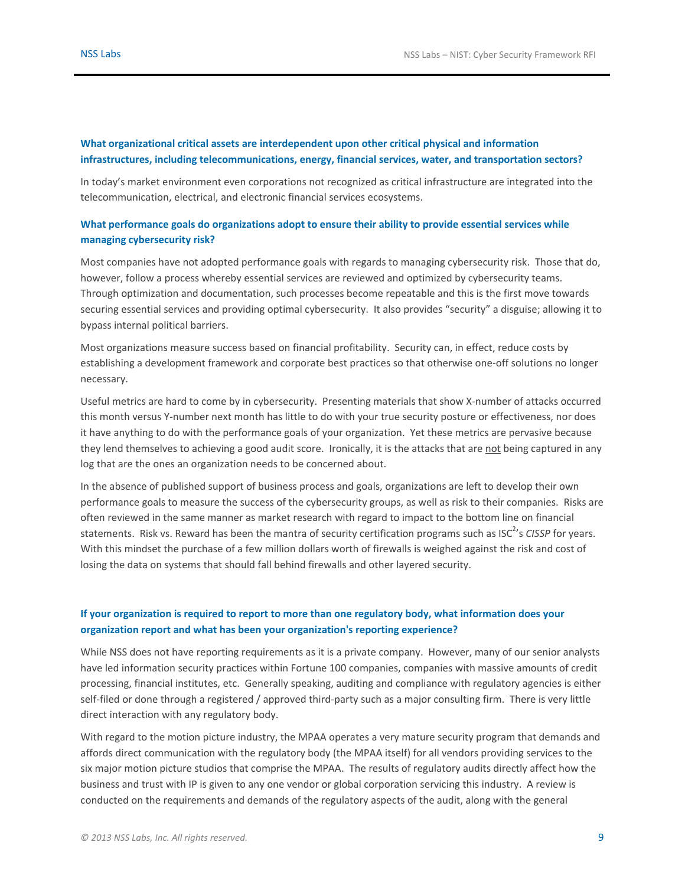**What organizational critical assets are interdependent upon other critical physical and information infrastructures, including telecommunications, energy, financial services, water, and transportation sectors?**

In today's market environment even corporations not recognized as critical infrastructure are integrated into the telecommunication, electrical, and electronic financial services ecosystems.

**What performance goals do organizations adopt to ensure their ability to provide essential services while managing cybersecurity risk?**

Most companies have not adopted performance goals with regards to managing cybersecurity risk. Those that do, however, follow a process whereby essential services are reviewed and optimized by cybersecurity teams. Through optimization and documentation, such processes become repeatable and this is the first move towards securing essential services and providing optimal cybersecurity. It also provides "security" a disguise; allowing it to bypass internal political barriers.

Most organizations measure success based on financial profitability. Security can, in effect, reduce costs by establishing a development framework and corporate best practices so that otherwise one-off solutions no longer necessary.

Useful metrics are hard to come by in cybersecurity. Presenting materials that show X-number of attacks occurred this month versus Y-number next month has little to do with your true security posture or effectiveness, nor does it have anything to do with the performance goals of your organization. Yet these metrics are pervasive because they lend themselves to achieving a good audit score. Ironically, it is the attacks that are <u>not</u> being captured in any log that are the ones an organization needs to be concerned about.

In the absence of published support of business process and goals, organizations are left to develop their own performance goals to measure the success of the cybersecurity groups, as well as risk to their companies. Risks are often reviewed in the same manner as market research with regard to impact to the bottom line on financial statements. Risk vs. Reward has been the mantra of security certification programs such as ISC$^2$'s *CISSP* for years. With this mindset the purchase of a few million dollars worth of firewalls is weighed against the risk and cost of losing the data on systems that should fall behind firewalls and other layered security.

**If your organization is required to report to more than one regulatory body, what information does your organization report and what has been your organization's reporting experience?**

While NSS does not have reporting requirements as it is a private company. However, many of our senior analysts have led information security practices within Fortune 100 companies, companies with massive amounts of credit processing, financial institutes, etc. Generally speaking, auditing and compliance with regulatory agencies is either self-filed or done through a registered / approved third-party such as a major consulting firm. There is very little direct interaction with any regulatory body.

With regard to the motion picture industry, the MPAA operates a very mature security program that demands and affords direct communication with the regulatory body (the MPAA itself) for all vendors providing services to the six major motion picture studios that comprise the MPAA. The results of regulatory audits directly affect how the business and trust with IP is given to any one vendor or global corporation servicing this industry. A review is conducted on the requirements and demands of the regulatory aspects of the audit, along with the general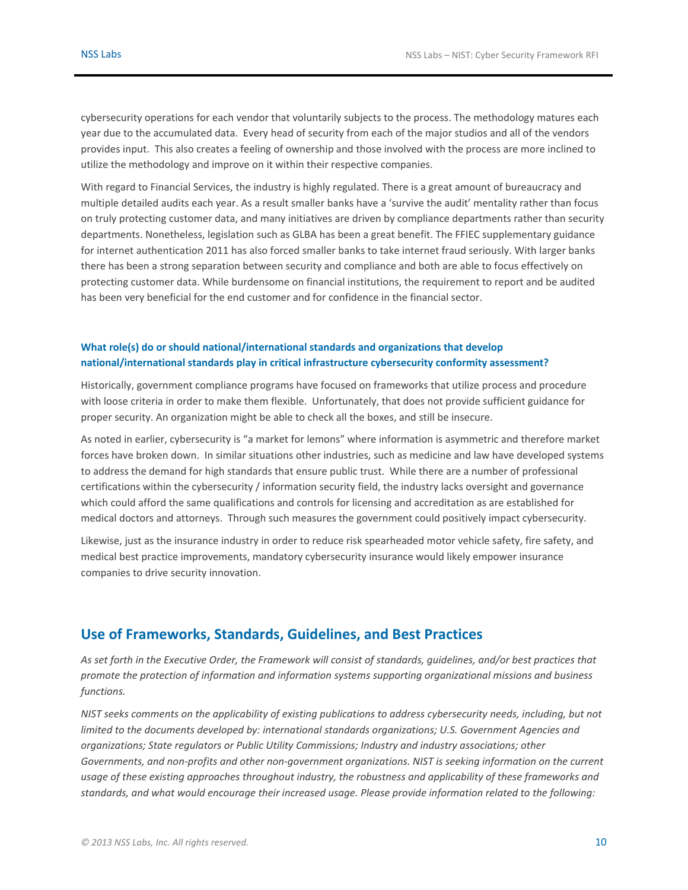cybersecurity operations for each vendor that voluntarily subjects to the process. The methodology matures each year due to the accumulated data. Every head of security from each of the major studios and all of the vendors provides input. This also creates a feeling of ownership and those involved with the process are more inclined to utilize the methodology and improve on it within their respective companies.

With regard to Financial Services, the industry is highly regulated. There is a great amount of bureaucracy and multiple detailed audits each year. As a result smaller banks have a 'survive the audit' mentality rather than focus on truly protecting customer data, and many initiatives are driven by compliance departments rather than security departments. Nonetheless, legislation such as GLBA has been a great benefit. The FFIEC supplementary guidance for internet authentication 2011 has also forced smaller banks to take internet fraud seriously. With larger banks there has been a strong separation between security and compliance and both are able to focus effectively on protecting customer data. While burdensome on financial institutions, the requirement to report and be audited has been very beneficial for the end customer and for confidence in the financial sector.

**What role(s) do or should national/international standards and organizations that develop national/international standards play in critical infrastructure cybersecurity conformity assessment?**

Historically, government compliance programs have focused on frameworks that utilize process and procedure with loose criteria in order to make them flexible. Unfortunately, that does not provide sufficient guidance for proper security. An organization might be able to check all the boxes, and still be insecure.

As noted in earlier, cybersecurity is "a market for lemons" where information is asymmetric and therefore market forces have broken down. In similar situations other industries, such as medicine and law have developed systems to address the demand for high standards that ensure public trust. While there are a number of professional certifications within the cybersecurity / information security field, the industry lacks oversight and governance which could afford the same qualifications and controls for licensing and accreditation as are established for medical doctors and attorneys. Through such measures the government could positively impact cybersecurity.

Likewise, just as the insurance industry in order to reduce risk spearheaded motor vehicle safety, fire safety, and medical best practice improvements, mandatory cybersecurity insurance would likely empower insurance companies to drive security innovation.

## Use of Frameworks, Standards, Guidelines, and Best Practices

*As set forth in the Executive Order, the Framework will consist of standards, guidelines, and/or best practices that promote the protection of information and information systems supporting organizational missions and business functions.*

*NIST seeks comments on the applicability of existing publications to address cybersecurity needs, including, but not limited to the documents developed by: international standards organizations; U.S. Government Agencies and organizations; State regulators or Public Utility Commissions; Industry and industry associations; other Governments, and non-profits and other non-government organizations. NIST is seeking information on the current usage of these existing approaches throughout industry, the robustness and applicability of these frameworks and standards, and what would encourage their increased usage. Please provide information related to the following:*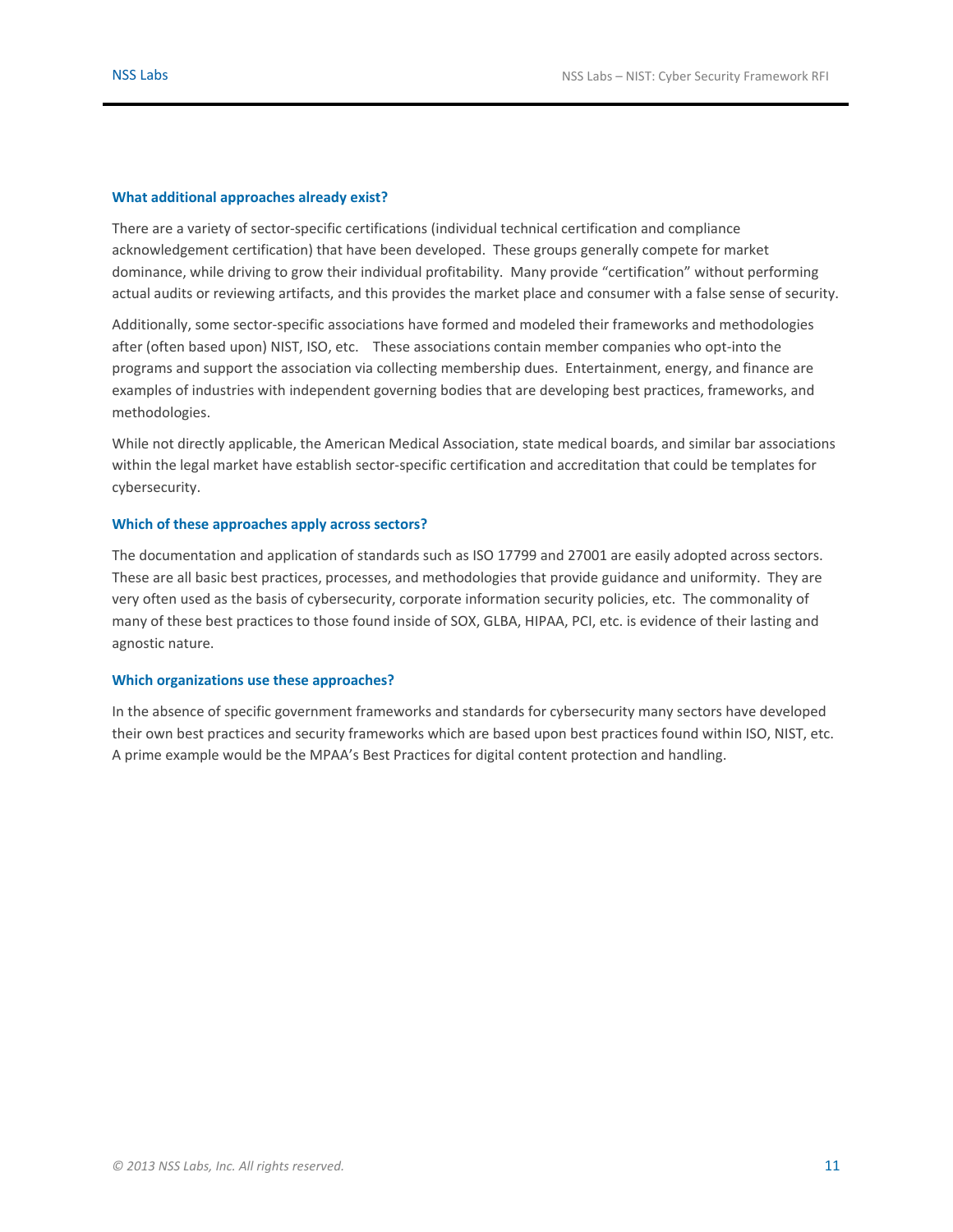### What additional approaches already exist?

There are a variety of sector-specific certifications (individual technical certification and compliance acknowledgement certification) that have been developed. These groups generally compete for market dominance, while driving to grow their individual profitability. Many provide "certification" without performing actual audits or reviewing artifacts, and this provides the market place and consumer with a false sense of security.

Additionally, some sector-specific associations have formed and modeled their frameworks and methodologies after (often based upon) NIST, ISO, etc. These associations contain member companies who opt-into the programs and support the association via collecting membership dues. Entertainment, energy, and finance are examples of industries with independent governing bodies that are developing best practices, frameworks, and methodologies.

While not directly applicable, the American Medical Association, state medical boards, and similar bar associations within the legal market have establish sector-specific certification and accreditation that could be templates for cybersecurity.

### Which of these approaches apply across sectors?

The documentation and application of standards such as ISO 17799 and 27001 are easily adopted across sectors. These are all basic best practices, processes, and methodologies that provide guidance and uniformity. They are very often used as the basis of cybersecurity, corporate information security policies, etc. The commonality of many of these best practices to those found inside of SOX, GLBA, HIPAA, PCI, etc. is evidence of their lasting and agnostic nature.

### Which organizations use these approaches?

In the absence of specific government frameworks and standards for cybersecurity many sectors have developed their own best practices and security frameworks which are based upon best practices found within ISO, NIST, etc. A prime example would be the MPAA's Best Practices for digital content protection and handling.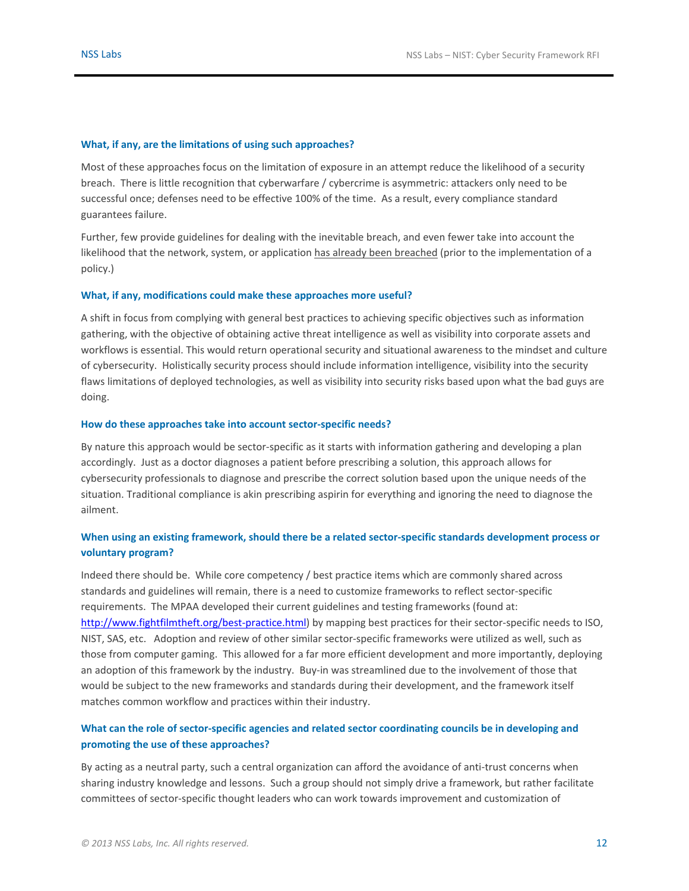### What, if any, are the limitations of using such approaches?

Most of these approaches focus on the limitation of exposure in an attempt reduce the likelihood of a security breach. There is little recognition that cyberwarfare / cybercrime is asymmetric: attackers only need to be successful once; defenses need to be effective 100% of the time. As a result, every compliance standard guarantees failure.

Further, few provide guidelines for dealing with the inevitable breach, and even fewer take into account the likelihood that the network, system, or application has already been breached (prior to the implementation of a policy.)

### What, if any, modifications could make these approaches more useful?

A shift in focus from complying with general best practices to achieving specific objectives such as information gathering, with the objective of obtaining active threat intelligence as well as visibility into corporate assets and workflows is essential. This would return operational security and situational awareness to the mindset and culture of cybersecurity. Holistically security process should include information intelligence, visibility into the security flaws limitations of deployed technologies, as well as visibility into security risks based upon what the bad guys are doing.

### How do these approaches take into account sector-specific needs?

By nature this approach would be sector-specific as it starts with information gathering and developing a plan accordingly. Just as a doctor diagnoses a patient before prescribing a solution, this approach allows for cybersecurity professionals to diagnose and prescribe the correct solution based upon the unique needs of the situation. Traditional compliance is akin prescribing aspirin for everything and ignoring the need to diagnose the ailment.

### When using an existing framework, should there be a related sector-specific standards development process or voluntary program?

Indeed there should be. While core competency / best practice items which are commonly shared across standards and guidelines will remain, there is a need to customize frameworks to reflect sector-specific requirements. The MPAA developed their current guidelines and testing frameworks (found at: http://www.fightfilmtheft.org/best-practice.html) by mapping best practices for their sector-specific needs to ISO, NIST, SAS, etc. Adoption and review of other similar sector-specific frameworks were utilized as well, such as those from computer gaming. This allowed for a far more efficient development and more importantly, deploying an adoption of this framework by the industry. Buy-in was streamlined due to the involvement of those that would be subject to the new frameworks and standards during their development, and the framework itself matches common workflow and practices within their industry.

### What can the role of sector-specific agencies and related sector coordinating councils be in developing and promoting the use of these approaches?

By acting as a neutral party, such a central organization can afford the avoidance of anti-trust concerns when sharing industry knowledge and lessons. Such a group should not simply drive a framework, but rather facilitate committees of sector-specific thought leaders who can work towards improvement and customization of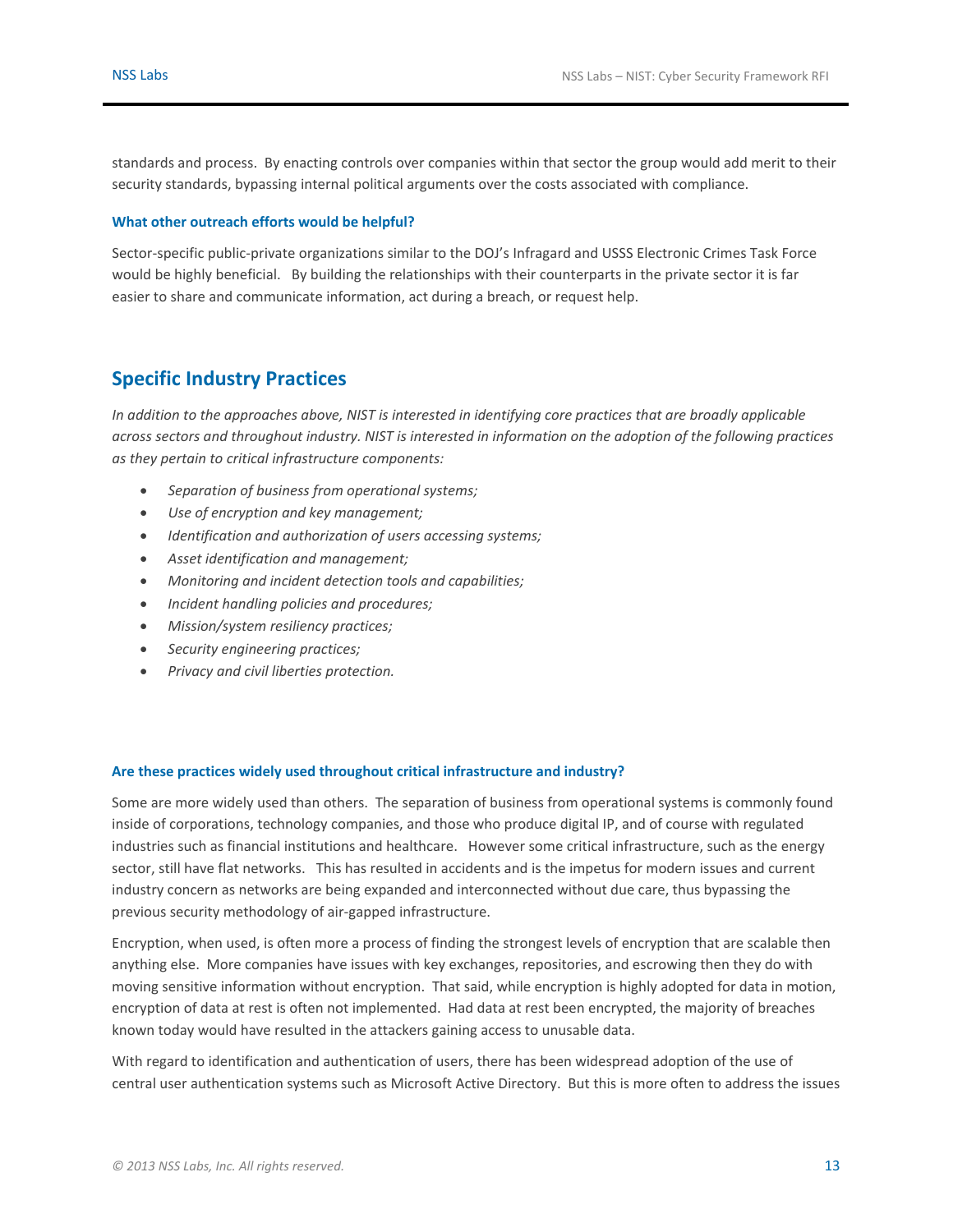standards and process. By enacting controls over companies within that sector the group would add merit to their security standards, bypassing internal political arguments over the costs associated with compliance.

### What other outreach efforts would be helpful?

Sector-specific public-private organizations similar to the DOJ's Infragard and USSS Electronic Crimes Task Force would be highly beneficial. By building the relationships with their counterparts in the private sector it is far easier to share and communicate information, act during a breach, or request help.

## Specific Industry Practices

*In addition to the approaches above, NIST is interested in identifying core practices that are broadly applicable across sectors and throughout industry. NIST is interested in information on the adoption of the following practices as they pertain to critical infrastructure components:*

- *Separation of business from operational systems;*
- *Use of encryption and key management;*
- *Identification and authorization of users accessing systems;*
- *Asset identification and management;*
- *Monitoring and incident detection tools and capabilities;*
- *Incident handling policies and procedures;*
- *Mission/system resiliency practices;*
- *Security engineering practices;*
- *Privacy and civil liberties protection.*

### Are these practices widely used throughout critical infrastructure and industry?

Some are more widely used than others. The separation of business from operational systems is commonly found inside of corporations, technology companies, and those who produce digital IP, and of course with regulated industries such as financial institutions and healthcare. However some critical infrastructure, such as the energy sector, still have flat networks. This has resulted in accidents and is the impetus for modern issues and current industry concern as networks are being expanded and interconnected without due care, thus bypassing the previous security methodology of air-gapped infrastructure.

Encryption, when used, is often more a process of finding the strongest levels of encryption that are scalable then anything else. More companies have issues with key exchanges, repositories, and escrowing then they do with moving sensitive information without encryption. That said, while encryption is highly adopted for data in motion, encryption of data at rest is often not implemented. Had data at rest been encrypted, the majority of breaches known today would have resulted in the attackers gaining access to unusable data.

With regard to identification and authentication of users, there has been widespread adoption of the use of central user authentication systems such as Microsoft Active Directory. But this is more often to address the issues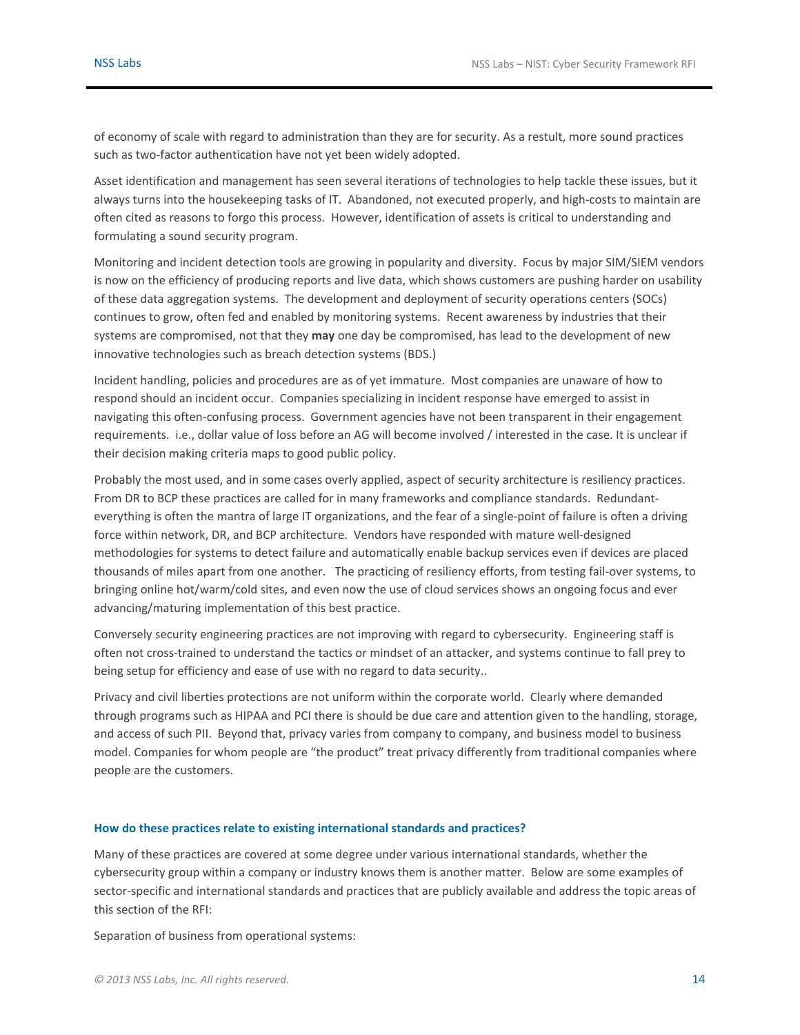of economy of scale with regard to administration than they are for security. As a restult, more sound practices such as two-factor authentication have not yet been widely adopted.

Asset identification and management has seen several iterations of technologies to help tackle these issues, but it always turns into the housekeeping tasks of IT. Abandoned, not executed properly, and high-costs to maintain are often cited as reasons to forgo this process. However, identification of assets is critical to understanding and formulating a sound security program.

Monitoring and incident detection tools are growing in popularity and diversity. Focus by major SIM/SIEM vendors is now on the efficiency of producing reports and live data, which shows customers are pushing harder on usability of these data aggregation systems. The development and deployment of security operations centers (SOCs) continues to grow, often fed and enabled by monitoring systems. Recent awareness by industries that their systems are compromised, not that they **may** one day be compromised, has lead to the development of new innovative technologies such as breach detection systems (BDS.)

Incident handling, policies and procedures are as of yet immature. Most companies are unaware of how to respond should an incident occur. Companies specializing in incident response have emerged to assist in navigating this often-confusing process. Government agencies have not been transparent in their engagement requirements. i.e., dollar value of loss before an AG will become involved / interested in the case. It is unclear if their decision making criteria maps to good public policy.

Probably the most used, and in some cases overly applied, aspect of security architecture is resiliency practices. From DR to BCP these practices are called for in many frameworks and compliance standards. Redundant-everything is often the mantra of large IT organizations, and the fear of a single-point of failure is often a driving force within network, DR, and BCP architecture. Vendors have responded with mature well-designed methodologies for systems to detect failure and automatically enable backup services even if devices are placed thousands of miles apart from one another. The practicing of resiliency efforts, from testing fail-over systems, to bringing online hot/warm/cold sites, and even now the use of cloud services shows an ongoing focus and ever advancing/maturing implementation of this best practice.

Conversely security engineering practices are not improving with regard to cybersecurity. Engineering staff is often not cross-trained to understand the tactics or mindset of an attacker, and systems continue to fall prey to being setup for efficiency and ease of use with no regard to data security..

Privacy and civil liberties protections are not uniform within the corporate world. Clearly where demanded through programs such as HIPAA and PCI there is should be due care and attention given to the handling, storage, and access of such PII. Beyond that, privacy varies from company to company, and business model to business model. Companies for whom people are "the product" treat privacy differently from traditional companies where people are the customers.

### How do these practices relate to existing international standards and practices?

Many of these practices are covered at some degree under various international standards, whether the cybersecurity group within a company or industry knows them is another matter. Below are some examples of sector-specific and international standards and practices that are publicly available and address the topic areas of this section of the RFI:

Separation of business from operational systems: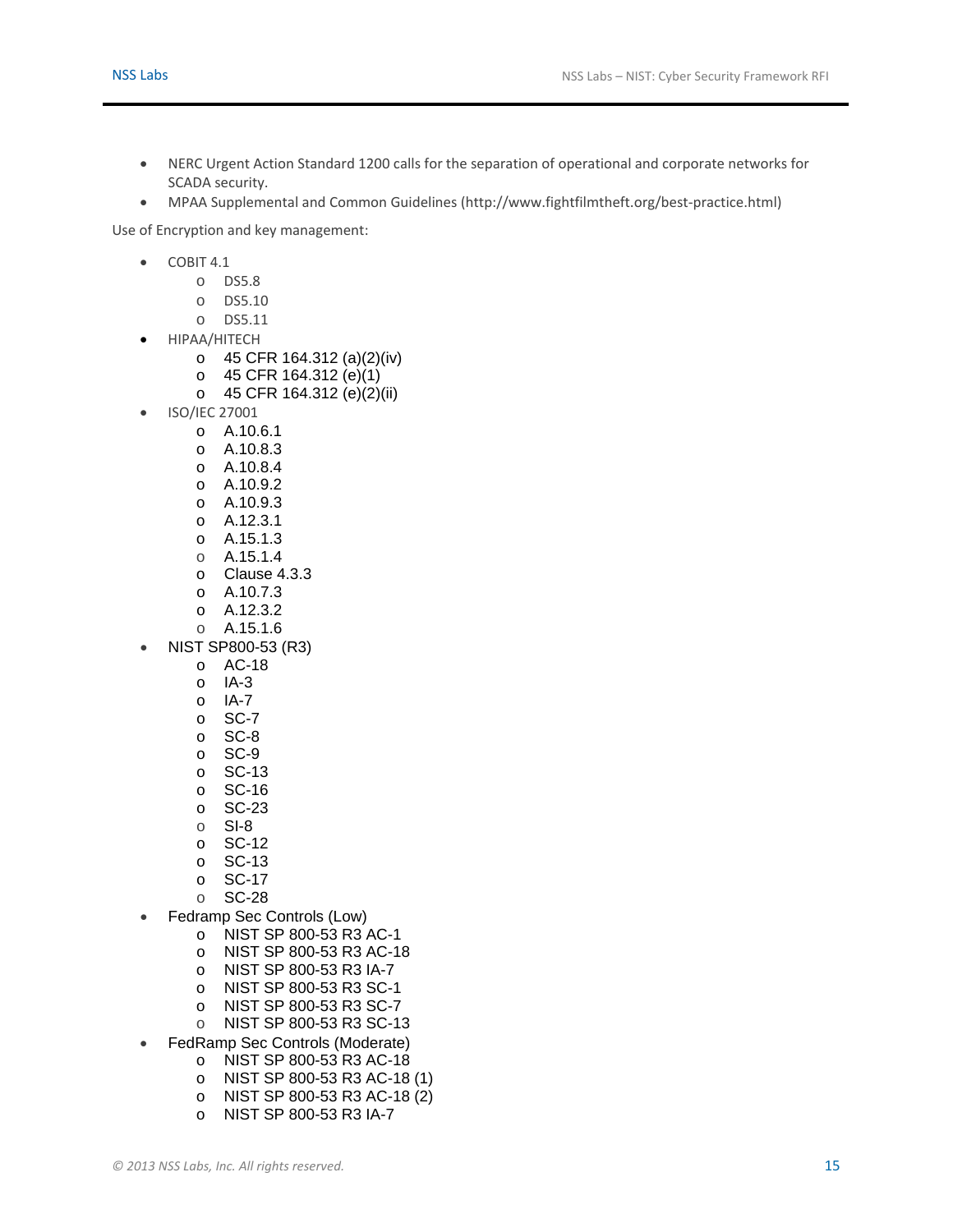- NERC Urgent Action Standard 1200 calls for the separation of operational and corporate networks for SCADA security.
- MPAA Supplemental and Common Guidelines (http://www.fightfilmtheft.org/best-practice.html)

Use of Encryption and key management:

- COBIT 4.1
    - DS5.8
    - DS5.10
    - DS5.11
- HIPAA/HITECH
    - 45 CFR 164.312 (a)(2)(iv)
    - 45 CFR 164.312 (e)(1)
    - 45 CFR 164.312 (e)(2)(ii)
- ISO/IEC 27001
    - A.10.6.1
    - A.10.8.3
    - A.10.8.4
    - A.10.9.2
    - A.10.9.3
    - A.12.3.1
    - A.15.1.3
    - A.15.1.4
    - Clause 4.3.3
    - A.10.7.3
    - A.12.3.2
    - A.15.1.6
- NIST SP800-53 (R3)
    - AC-18
    - IA-3
    - IA-7
    - SC-7
    - SC-8
    - SC-9
    - SC-13
    - SC-16
    - SC-23
    - SI-8
    - SC-12
    - SC-13
    - SC-17
    - SC-28
- Fedramp Sec Controls (Low)
    - NIST SP 800-53 R3 AC-1
    - NIST SP 800-53 R3 AC-18
    - NIST SP 800-53 R3 IA-7
    - NIST SP 800-53 R3 SC-1
    - NIST SP 800-53 R3 SC-7
    - NIST SP 800-53 R3 SC-13
- FedRamp Sec Controls (Moderate)
    - NIST SP 800-53 R3 AC-18
    - NIST SP 800-53 R3 AC-18 (1)
    - NIST SP 800-53 R3 AC-18 (2)
    - NIST SP 800-53 R3 IA-7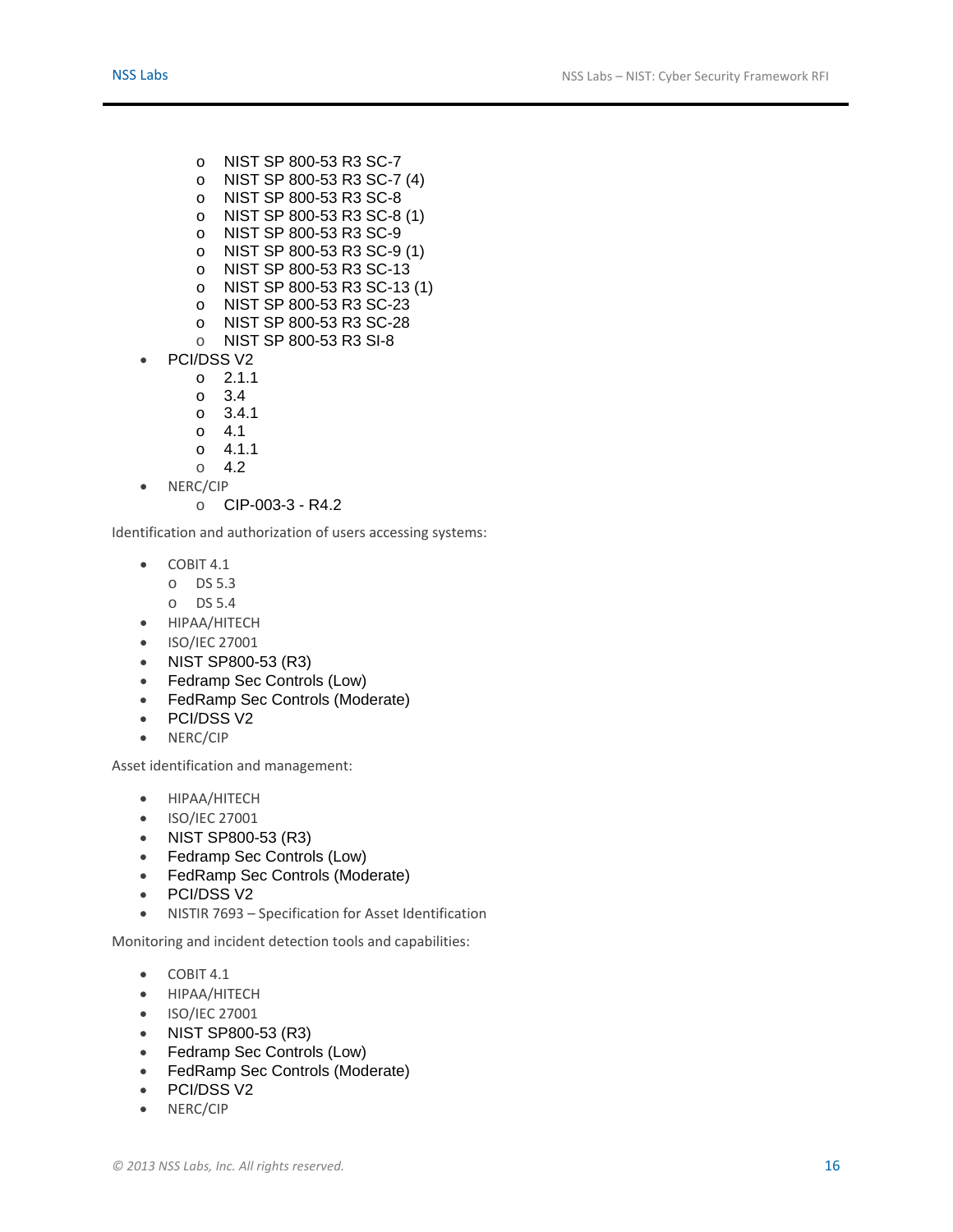- NIST SP 800-53 R3 SC-7
    - NIST SP 800-53 R3 SC-7 (4)
    - NIST SP 800-53 R3 SC-8
    - NIST SP 800-53 R3 SC-8 (1)
    - NIST SP 800-53 R3 SC-9
    - NIST SP 800-53 R3 SC-9 (1)
    - NIST SP 800-53 R3 SC-13
    - NIST SP 800-53 R3 SC-13 (1)
    - NIST SP 800-53 R3 SC-23
    - NIST SP 800-53 R3 SC-28
    - NIST SP 800-53 R3 SI-8
- PCI/DSS V2
    - 2.1.1
    - 3.4
    - 3.4.1
    - 4.1
    - 4.1.1
    - 4.2
- NERC/CIP
    - CIP-003-3 - R4.2

Identification and authorization of users accessing systems:

- COBIT 4.1
    - DS 5.3
    - DS 5.4
- HIPAA/HITECH
- ISO/IEC 27001
- NIST SP800-53 (R3)
- Fedramp Sec Controls (Low)
- FedRamp Sec Controls (Moderate)
- PCI/DSS V2
- NERC/CIP

Asset identification and management:

- HIPAA/HITECH
- ISO/IEC 27001
- NIST SP800-53 (R3)
- Fedramp Sec Controls (Low)
- FedRamp Sec Controls (Moderate)
- PCI/DSS V2
- NISTIR 7693 – Specification for Asset Identification

Monitoring and incident detection tools and capabilities:

- COBIT 4.1
- HIPAA/HITECH
- ISO/IEC 27001
- NIST SP800-53 (R3)
- Fedramp Sec Controls (Low)
- FedRamp Sec Controls (Moderate)
- PCI/DSS V2
- NERC/CIP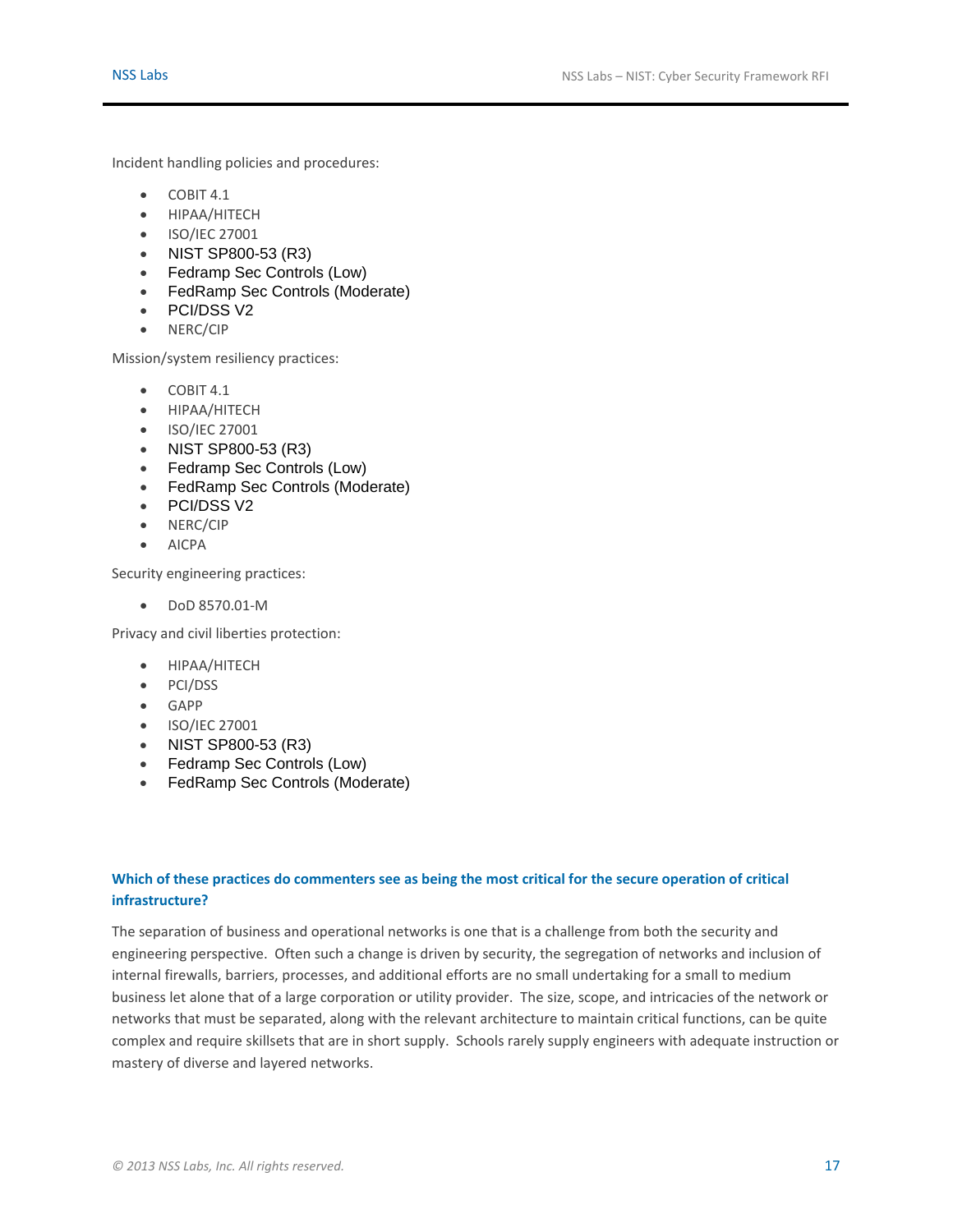Incident handling policies and procedures:

- COBIT 4.1
- HIPAA/HITECH
- ISO/IEC 27001
- NIST SP800-53 (R3)
- Fedramp Sec Controls (Low)
- FedRamp Sec Controls (Moderate)
- PCI/DSS V2
- NERC/CIP

Mission/system resiliency practices:

- COBIT 4.1
- HIPAA/HITECH
- ISO/IEC 27001
- NIST SP800-53 (R3)
- Fedramp Sec Controls (Low)
- FedRamp Sec Controls (Moderate)
- PCI/DSS V2
- NERC/CIP
- AICPA

Security engineering practices:

- DoD 8570.01-M

Privacy and civil liberties protection:

- HIPAA/HITECH
- PCI/DSS
- GAPP
- ISO/IEC 27001
- NIST SP800-53 (R3)
- Fedramp Sec Controls (Low)
- FedRamp Sec Controls (Moderate)

### Which of these practices do commenters see as being the most critical for the secure operation of critical infrastructure?

The separation of business and operational networks is one that is a challenge from both the security and engineering perspective. Often such a change is driven by security, the segregation of networks and inclusion of internal firewalls, barriers, processes, and additional efforts are no small undertaking for a small to medium business let alone that of a large corporation or utility provider. The size, scope, and intricacies of the network or networks that must be separated, along with the relevant architecture to maintain critical functions, can be quite complex and require skillsets that are in short supply. Schools rarely supply engineers with adequate instruction or mastery of diverse and layered networks.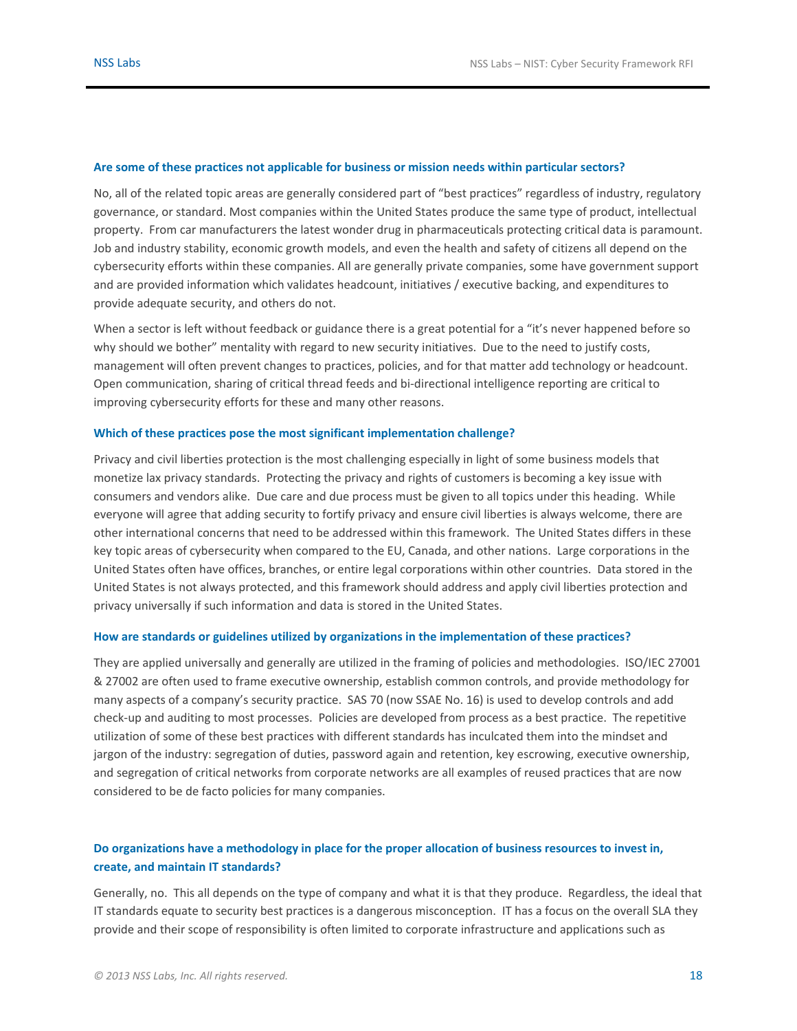### Are some of these practices not applicable for business or mission needs within particular sectors?

No, all of the related topic areas are generally considered part of "best practices" regardless of industry, regulatory governance, or standard. Most companies within the United States produce the same type of product, intellectual property. From car manufacturers the latest wonder drug in pharmaceuticals protecting critical data is paramount. Job and industry stability, economic growth models, and even the health and safety of citizens all depend on the cybersecurity efforts within these companies. All are generally private companies, some have government support and are provided information which validates headcount, initiatives / executive backing, and expenditures to provide adequate security, and others do not.

When a sector is left without feedback or guidance there is a great potential for a "it's never happened before so why should we bother" mentality with regard to new security initiatives. Due to the need to justify costs, management will often prevent changes to practices, policies, and for that matter add technology or headcount. Open communication, sharing of critical thread feeds and bi-directional intelligence reporting are critical to improving cybersecurity efforts for these and many other reasons.

### Which of these practices pose the most significant implementation challenge?

Privacy and civil liberties protection is the most challenging especially in light of some business models that monetize lax privacy standards. Protecting the privacy and rights of customers is becoming a key issue with consumers and vendors alike. Due care and due process must be given to all topics under this heading. While everyone will agree that adding security to fortify privacy and ensure civil liberties is always welcome, there are other international concerns that need to be addressed within this framework. The United States differs in these key topic areas of cybersecurity when compared to the EU, Canada, and other nations. Large corporations in the United States often have offices, branches, or entire legal corporations within other countries. Data stored in the United States is not always protected, and this framework should address and apply civil liberties protection and privacy universally if such information and data is stored in the United States.

### How are standards or guidelines utilized by organizations in the implementation of these practices?

They are applied universally and generally are utilized in the framing of policies and methodologies. ISO/IEC 27001 & 27002 are often used to frame executive ownership, establish common controls, and provide methodology for many aspects of a company's security practice. SAS 70 (now SSAE No. 16) is used to develop controls and add check-up and auditing to most processes. Policies are developed from process as a best practice. The repetitive utilization of some of these best practices with different standards has inculcated them into the mindset and jargon of the industry: segregation of duties, password again and retention, key escrowing, executive ownership, and segregation of critical networks from corporate networks are all examples of reused practices that are now considered to be de facto policies for many companies.

### Do organizations have a methodology in place for the proper allocation of business resources to invest in, create, and maintain IT standards?

Generally, no. This all depends on the type of company and what it is that they produce. Regardless, the ideal that IT standards equate to security best practices is a dangerous misconception. IT has a focus on the overall SLA they provide and their scope of responsibility is often limited to corporate infrastructure and applications such as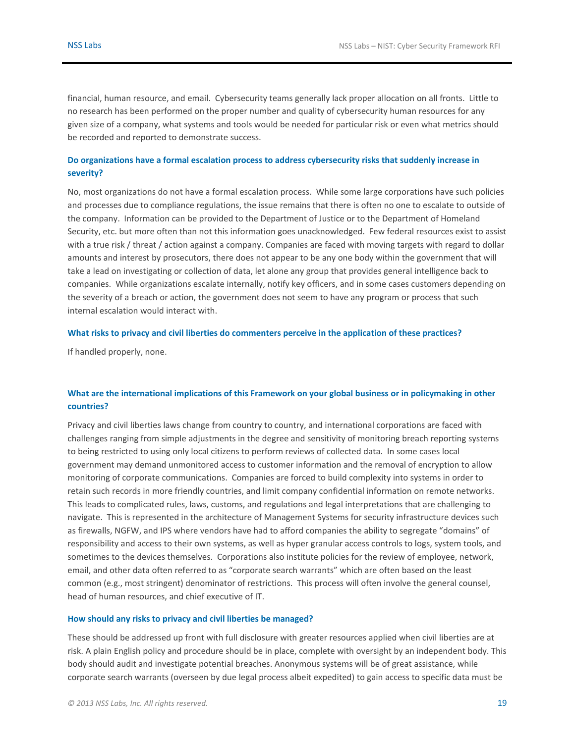financial, human resource, and email. Cybersecurity teams generally lack proper allocation on all fronts. Little to no research has been performed on the proper number and quality of cybersecurity human resources for any given size of a company, what systems and tools would be needed for particular risk or even what metrics should be recorded and reported to demonstrate success.

### Do organizations have a formal escalation process to address cybersecurity risks that suddenly increase in severity?

No, most organizations do not have a formal escalation process. While some large corporations have such policies and processes due to compliance regulations, the issue remains that there is often no one to escalate to outside of the company. Information can be provided to the Department of Justice or to the Department of Homeland Security, etc. but more often than not this information goes unacknowledged. Few federal resources exist to assist with a true risk / threat / action against a company. Companies are faced with moving targets with regard to dollar amounts and interest by prosecutors, there does not appear to be any one body within the government that will take a lead on investigating or collection of data, let alone any group that provides general intelligence back to companies. While organizations escalate internally, notify key officers, and in some cases customers depending on the severity of a breach or action, the government does not seem to have any program or process that such internal escalation would interact with.

### What risks to privacy and civil liberties do commenters perceive in the application of these practices?

If handled properly, none.

### What are the international implications of this Framework on your global business or in policymaking in other countries?

Privacy and civil liberties laws change from country to country, and international corporations are faced with challenges ranging from simple adjustments in the degree and sensitivity of monitoring breach reporting systems to being restricted to using only local citizens to perform reviews of collected data. In some cases local government may demand unmonitored access to customer information and the removal of encryption to allow monitoring of corporate communications. Companies are forced to build complexity into systems in order to retain such records in more friendly countries, and limit company confidential information on remote networks. This leads to complicated rules, laws, customs, and regulations and legal interpretations that are challenging to navigate. This is represented in the architecture of Management Systems for security infrastructure devices such as firewalls, NGFW, and IPS where vendors have had to afford companies the ability to segregate "domains" of responsibility and access to their own systems, as well as hyper granular access controls to logs, system tools, and sometimes to the devices themselves. Corporations also institute policies for the review of employee, network, email, and other data often referred to as "corporate search warrants" which are often based on the least common (e.g., most stringent) denominator of restrictions. This process will often involve the general counsel, head of human resources, and chief executive of IT.

### How should any risks to privacy and civil liberties be managed?

These should be addressed up front with full disclosure with greater resources applied when civil liberties are at risk. A plain English policy and procedure should be in place, complete with oversight by an independent body. This body should audit and investigate potential breaches. Anonymous systems will be of great assistance, while corporate search warrants (overseen by due legal process albeit expedited) to gain access to specific data must be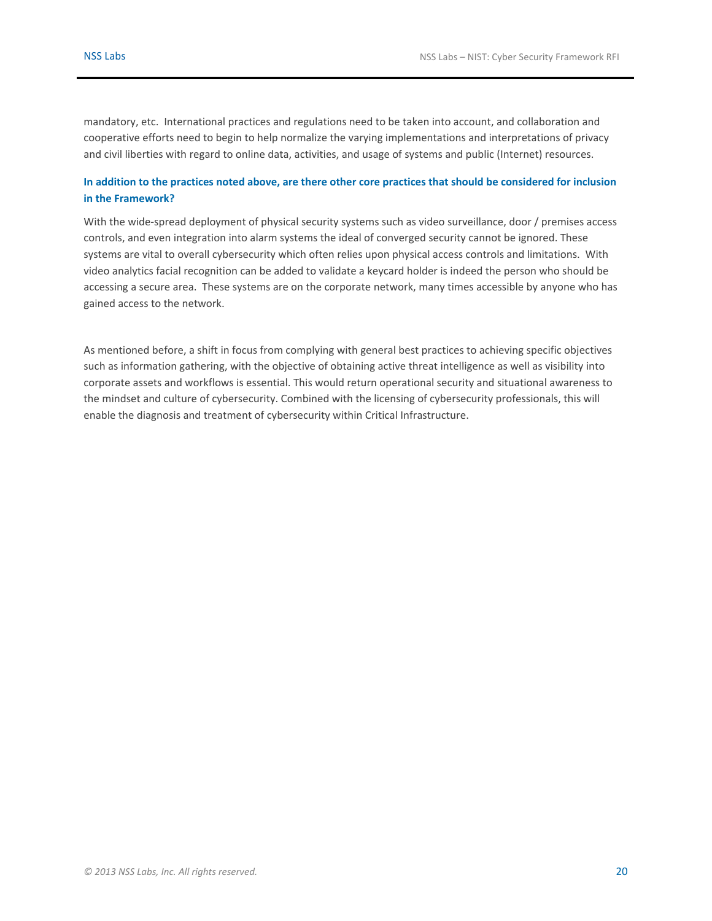mandatory, etc. International practices and regulations need to be taken into account, and collaboration and cooperative efforts need to begin to help normalize the varying implementations and interpretations of privacy and civil liberties with regard to online data, activities, and usage of systems and public (Internet) resources.

**In addition to the practices noted above, are there other core practices that should be considered for inclusion in the Framework?**

With the wide-spread deployment of physical security systems such as video surveillance, door / premises access controls, and even integration into alarm systems the ideal of converged security cannot be ignored. These systems are vital to overall cybersecurity which often relies upon physical access controls and limitations. With video analytics facial recognition can be added to validate a keycard holder is indeed the person who should be accessing a secure area. These systems are on the corporate network, many times accessible by anyone who has gained access to the network.

As mentioned before, a shift in focus from complying with general best practices to achieving specific objectives such as information gathering, with the objective of obtaining active threat intelligence as well as visibility into corporate assets and workflows is essential. This would return operational security and situational awareness to the mindset and culture of cybersecurity. Combined with the licensing of cybersecurity professionals, this will enable the diagnosis and treatment of cybersecurity within Critical Infrastructure.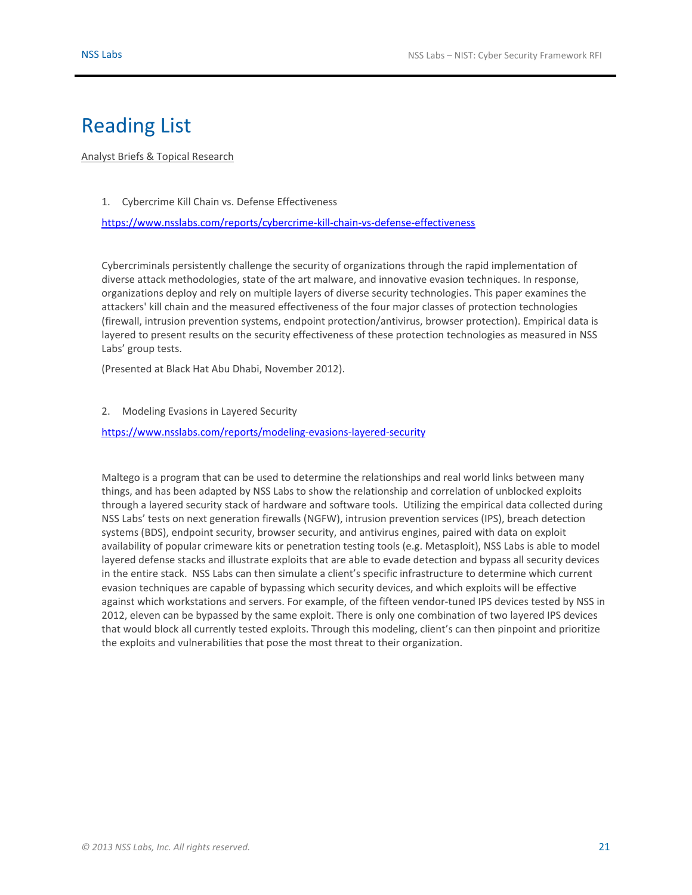# Reading List

Analyst Briefs & Topical Research

1. Cybercrime Kill Chain vs. Defense Effectiveness

   https://www.nsslabs.com/reports/cybercrime-kill-chain-vs-defense-effectiveness

   Cybercriminals persistently challenge the security of organizations through the rapid implementation of diverse attack methodologies, state of the art malware, and innovative evasion techniques. In response, organizations deploy and rely on multiple layers of diverse security technologies. This paper examines the attackers' kill chain and the measured effectiveness of the four major classes of protection technologies (firewall, intrusion prevention systems, endpoint protection/antivirus, browser protection). Empirical data is layered to present results on the security effectiveness of these protection technologies as measured in NSS Labs' group tests.

   (Presented at Black Hat Abu Dhabi, November 2012).

2. Modeling Evasions in Layered Security

   https://www.nsslabs.com/reports/modeling-evasions-layered-security

   Maltego is a program that can be used to determine the relationships and real world links between many things, and has been adapted by NSS Labs to show the relationship and correlation of unblocked exploits through a layered security stack of hardware and software tools. Utilizing the empirical data collected during NSS Labs' tests on next generation firewalls (NGFW), intrusion prevention services (IPS), breach detection systems (BDS), endpoint security, browser security, and antivirus engines, paired with data on exploit availability of popular crimeware kits or penetration testing tools (e.g. Metasploit), NSS Labs is able to model layered defense stacks and illustrate exploits that are able to evade detection and bypass all security devices in the entire stack. NSS Labs can then simulate a client's specific infrastructure to determine which current evasion techniques are capable of bypassing which security devices, and which exploits will be effective against which workstations and servers. For example, of the fifteen vendor-tuned IPS devices tested by NSS in 2012, eleven can be bypassed by the same exploit. There is only one combination of two layered IPS devices that would block all currently tested exploits. Through this modeling, client's can then pinpoint and prioritize the exploits and vulnerabilities that pose the most threat to their organization.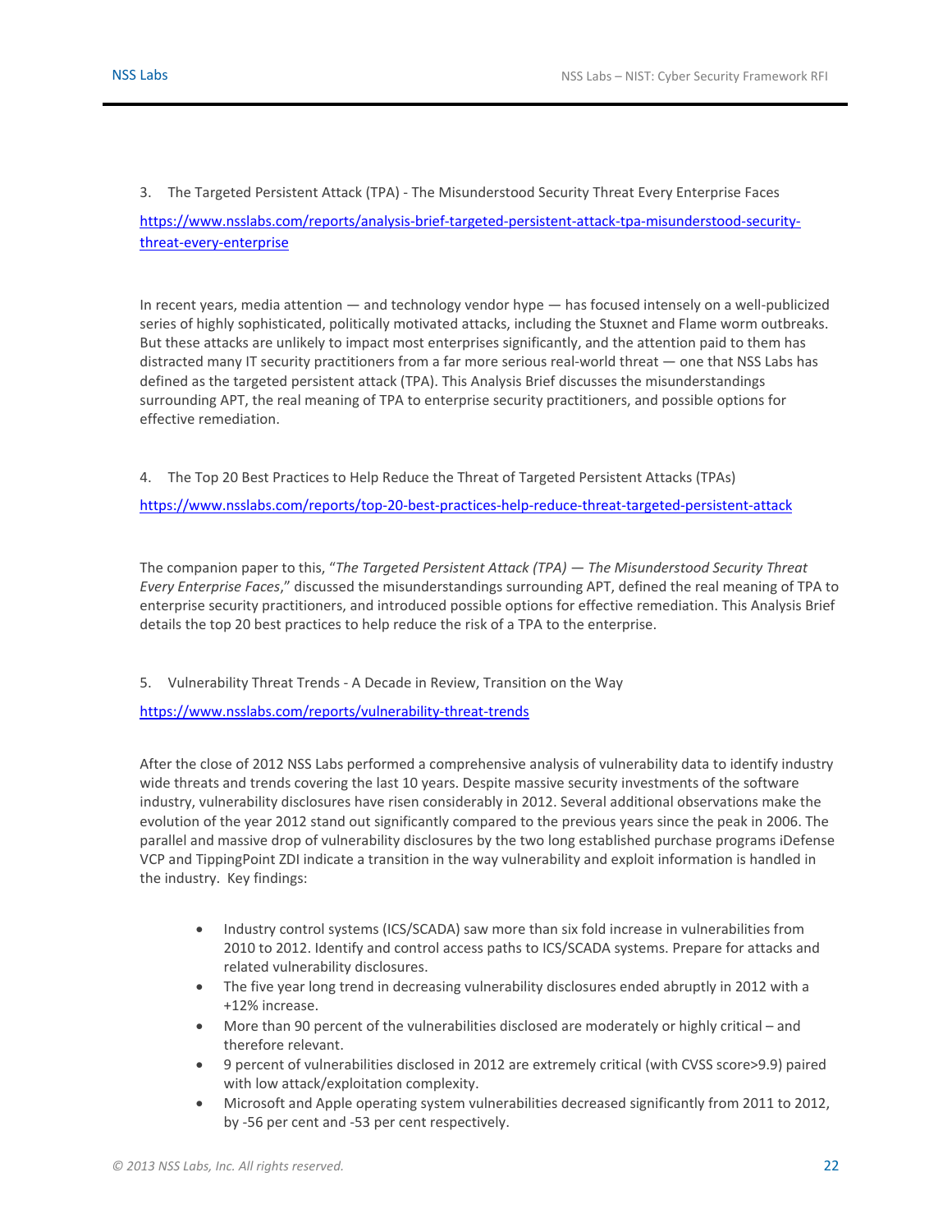3. The Targeted Persistent Attack (TPA) - The Misunderstood Security Threat Every Enterprise Faces

https://www.nsslabs.com/reports/analysis-brief-targeted-persistent-attack-tpa-misunderstood-security-threat-every-enterprise

In recent years, media attention — and technology vendor hype — has focused intensely on a well-publicized series of highly sophisticated, politically motivated attacks, including the Stuxnet and Flame worm outbreaks. But these attacks are unlikely to impact most enterprises significantly, and the attention paid to them has distracted many IT security practitioners from a far more serious real-world threat — one that NSS Labs has defined as the targeted persistent attack (TPA). This Analysis Brief discusses the misunderstandings surrounding APT, the real meaning of TPA to enterprise security practitioners, and possible options for effective remediation.

4. The Top 20 Best Practices to Help Reduce the Threat of Targeted Persistent Attacks (TPAs)

https://www.nsslabs.com/reports/top-20-best-practices-help-reduce-threat-targeted-persistent-attack

The companion paper to this, "*The Targeted Persistent Attack (TPA) — The Misunderstood Security Threat Every Enterprise Faces*," discussed the misunderstandings surrounding APT, defined the real meaning of TPA to enterprise security practitioners, and introduced possible options for effective remediation. This Analysis Brief details the top 20 best practices to help reduce the risk of a TPA to the enterprise.

5. Vulnerability Threat Trends - A Decade in Review, Transition on the Way

https://www.nsslabs.com/reports/vulnerability-threat-trends

After the close of 2012 NSS Labs performed a comprehensive analysis of vulnerability data to identify industry wide threats and trends covering the last 10 years. Despite massive security investments of the software industry, vulnerability disclosures have risen considerably in 2012. Several additional observations make the evolution of the year 2012 stand out significantly compared to the previous years since the peak in 2006. The parallel and massive drop of vulnerability disclosures by the two long established purchase programs iDefense VCP and TippingPoint ZDI indicate a transition in the way vulnerability and exploit information is handled in the industry. Key findings:

- Industry control systems (ICS/SCADA) saw more than six fold increase in vulnerabilities from 2010 to 2012. Identify and control access paths to ICS/SCADA systems. Prepare for attacks and related vulnerability disclosures.
- The five year long trend in decreasing vulnerability disclosures ended abruptly in 2012 with a +12% increase.
- More than 90 percent of the vulnerabilities disclosed are moderately or highly critical – and therefore relevant.
- 9 percent of vulnerabilities disclosed in 2012 are extremely critical (with CVSS score>9.9) paired with low attack/exploitation complexity.
- Microsoft and Apple operating system vulnerabilities decreased significantly from 2011 to 2012, by -56 per cent and -53 per cent respectively.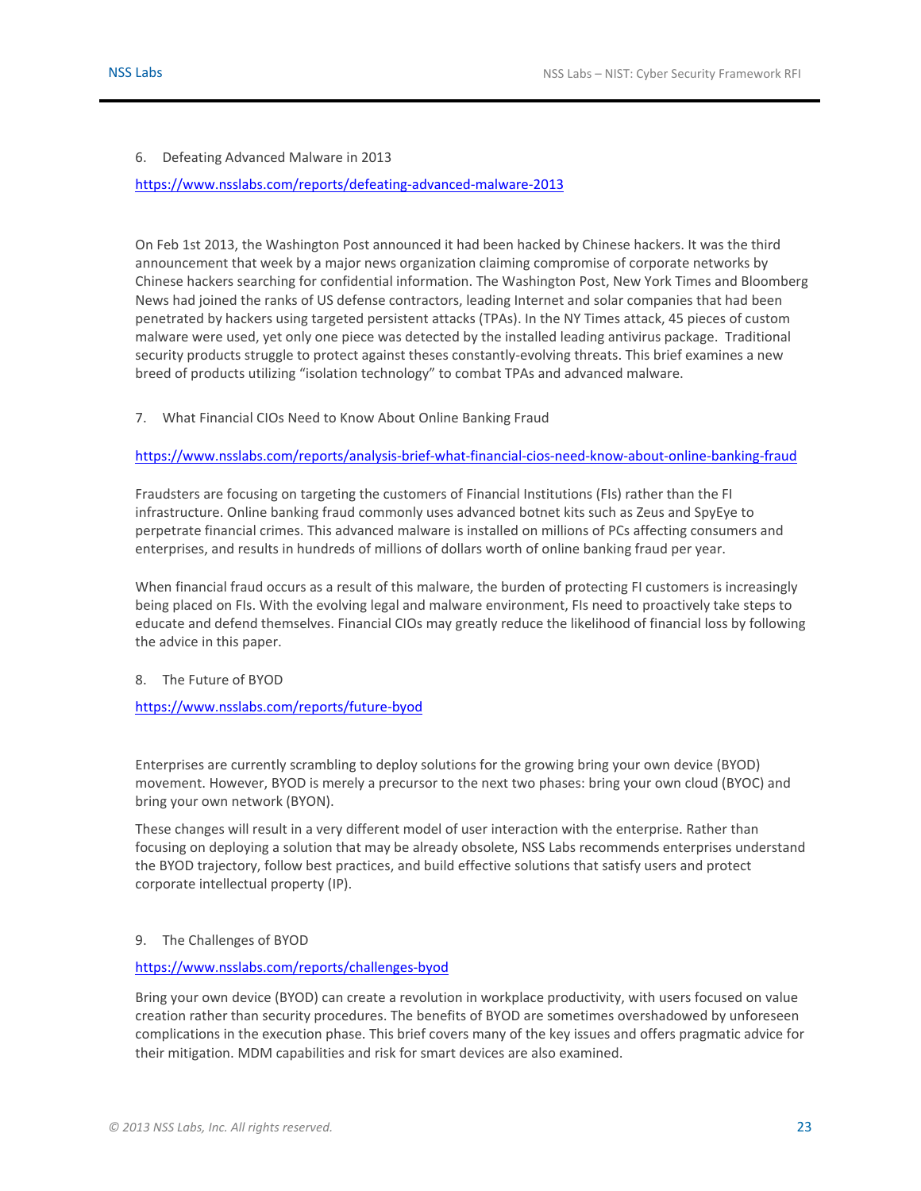6. Defeating Advanced Malware in 2013

https://www.nsslabs.com/reports/defeating-advanced-malware-2013

On Feb 1st 2013, the Washington Post announced it had been hacked by Chinese hackers. It was the third announcement that week by a major news organization claiming compromise of corporate networks by Chinese hackers searching for confidential information. The Washington Post, New York Times and Bloomberg News had joined the ranks of US defense contractors, leading Internet and solar companies that had been penetrated by hackers using targeted persistent attacks (TPAs). In the NY Times attack, 45 pieces of custom malware were used, yet only one piece was detected by the installed leading antivirus package. Traditional security products struggle to protect against theses constantly-evolving threats. This brief examines a new breed of products utilizing "isolation technology" to combat TPAs and advanced malware.

7. What Financial CIOs Need to Know About Online Banking Fraud

https://www.nsslabs.com/reports/analysis-brief-what-financial-cios-need-know-about-online-banking-fraud

Fraudsters are focusing on targeting the customers of Financial Institutions (FIs) rather than the FI infrastructure. Online banking fraud commonly uses advanced botnet kits such as Zeus and SpyEye to perpetrate financial crimes. This advanced malware is installed on millions of PCs affecting consumers and enterprises, and results in hundreds of millions of dollars worth of online banking fraud per year.

When financial fraud occurs as a result of this malware, the burden of protecting FI customers is increasingly being placed on FIs. With the evolving legal and malware environment, FIs need to proactively take steps to educate and defend themselves. Financial CIOs may greatly reduce the likelihood of financial loss by following the advice in this paper.

8. The Future of BYOD

https://www.nsslabs.com/reports/future-byod

Enterprises are currently scrambling to deploy solutions for the growing bring your own device (BYOD) movement. However, BYOD is merely a precursor to the next two phases: bring your own cloud (BYOC) and bring your own network (BYON).

These changes will result in a very different model of user interaction with the enterprise. Rather than focusing on deploying a solution that may be already obsolete, NSS Labs recommends enterprises understand the BYOD trajectory, follow best practices, and build effective solutions that satisfy users and protect corporate intellectual property (IP).

9. The Challenges of BYOD

https://www.nsslabs.com/reports/challenges-byod

Bring your own device (BYOD) can create a revolution in workplace productivity, with users focused on value creation rather than security procedures. The benefits of BYOD are sometimes overshadowed by unforeseen complications in the execution phase. This brief covers many of the key issues and offers pragmatic advice for their mitigation. MDM capabilities and risk for smart devices are also examined.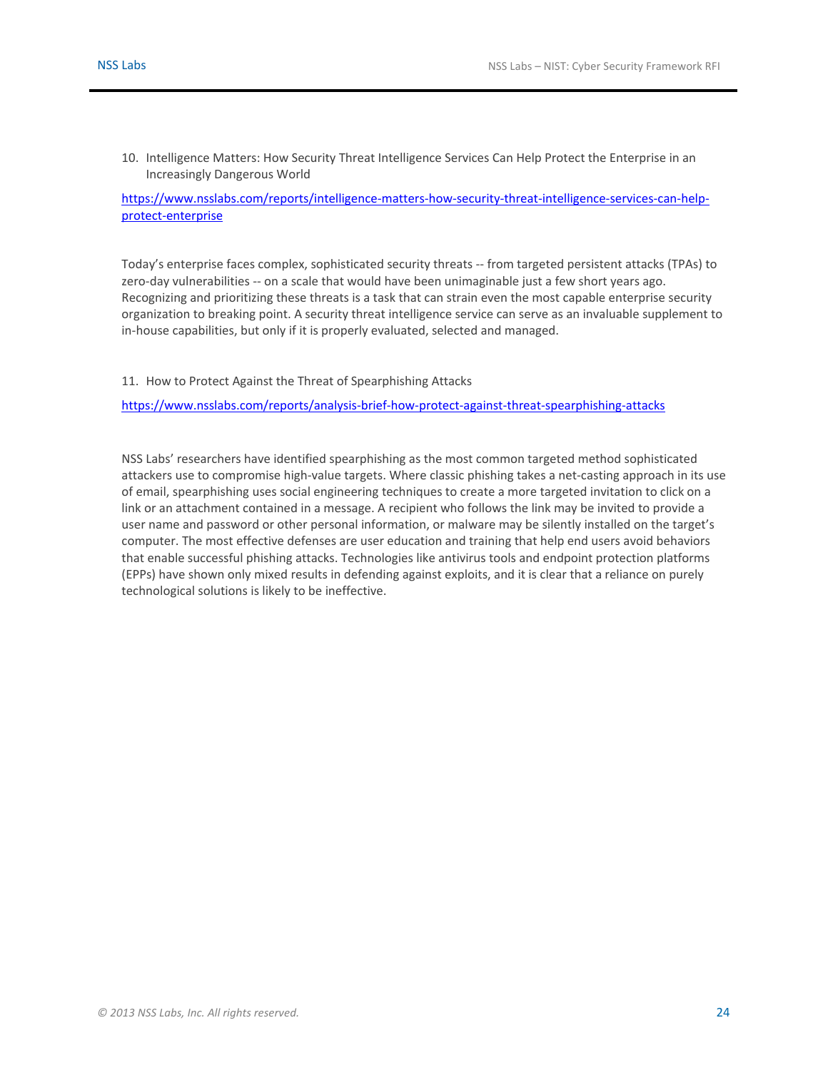10. Intelligence Matters: How Security Threat Intelligence Services Can Help Protect the Enterprise in an Increasingly Dangerous World

https://www.nsslabs.com/reports/intelligence-matters-how-security-threat-intelligence-services-can-help-protect-enterprise

Today's enterprise faces complex, sophisticated security threats -- from targeted persistent attacks (TPAs) to zero-day vulnerabilities -- on a scale that would have been unimaginable just a few short years ago. Recognizing and prioritizing these threats is a task that can strain even the most capable enterprise security organization to breaking point. A security threat intelligence service can serve as an invaluable supplement to in-house capabilities, but only if it is properly evaluated, selected and managed.

11. How to Protect Against the Threat of Spearphishing Attacks

https://www.nsslabs.com/reports/analysis-brief-how-protect-against-threat-spearphishing-attacks

NSS Labs' researchers have identified spearphishing as the most common targeted method sophisticated attackers use to compromise high-value targets. Where classic phishing takes a net-casting approach in its use of email, spearphishing uses social engineering techniques to create a more targeted invitation to click on a link or an attachment contained in a message. A recipient who follows the link may be invited to provide a user name and password or other personal information, or malware may be silently installed on the target's computer. The most effective defenses are user education and training that help end users avoid behaviors that enable successful phishing attacks. Technologies like antivirus tools and endpoint protection platforms (EPPs) have shown only mixed results in defending against exploits, and it is clear that a reliance on purely technological solutions is likely to be ineffective.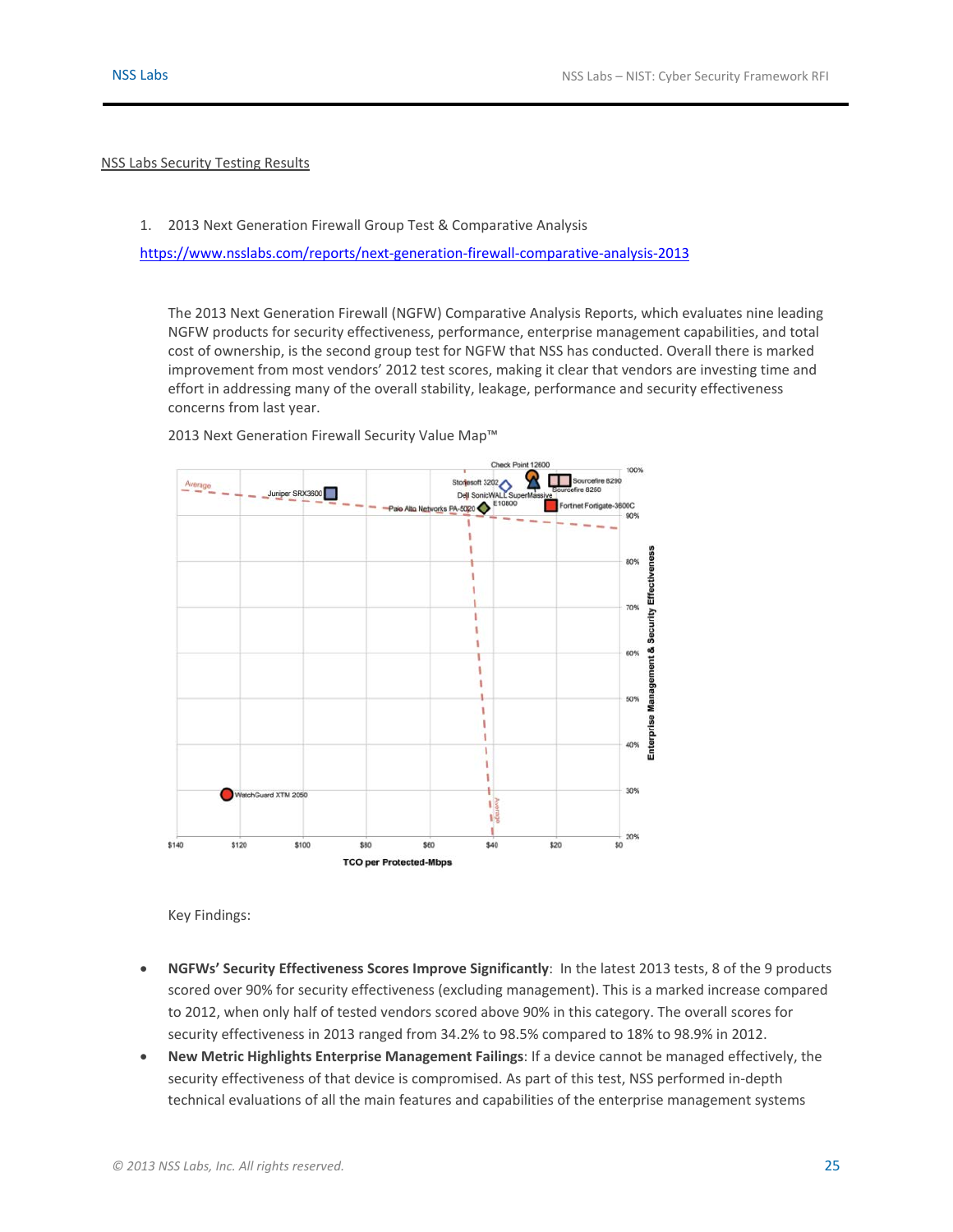NSS Labs Security Testing Results

1. 2013 Next Generation Firewall Group Test & Comparative Analysis

   https://www.nsslabs.com/reports/next-generation-firewall-comparative-analysis-2013

   The 2013 Next Generation Firewall (NGFW) Comparative Analysis Reports, which evaluates nine leading NGFW products for security effectiveness, performance, enterprise management capabilities, and total cost of ownership, is the second group test for NGFW that NSS has conducted. Overall there is marked improvement from most vendors' 2012 test scores, making it clear that vendors are investing time and effort in addressing many of the overall stability, leakage, performance and security effectiveness concerns from last year.

   2013 Next Generation Firewall Security Value Map™

   Key Findings:

- **NGFWs' Security Effectiveness Scores Improve Significantly**: In the latest 2013 tests, 8 of the 9 products scored over 90% for security effectiveness (excluding management). This is a marked increase compared to 2012, when only half of tested vendors scored above 90% in this category. The overall scores for security effectiveness in 2013 ranged from 34.2% to 98.5% compared to 18% to 98.9% in 2012.
- **New Metric Highlights Enterprise Management Failings**: If a device cannot be managed effectively, the security effectiveness of that device is compromised. As part of this test, NSS performed in-depth technical evaluations of all the main features and capabilities of the enterprise management systems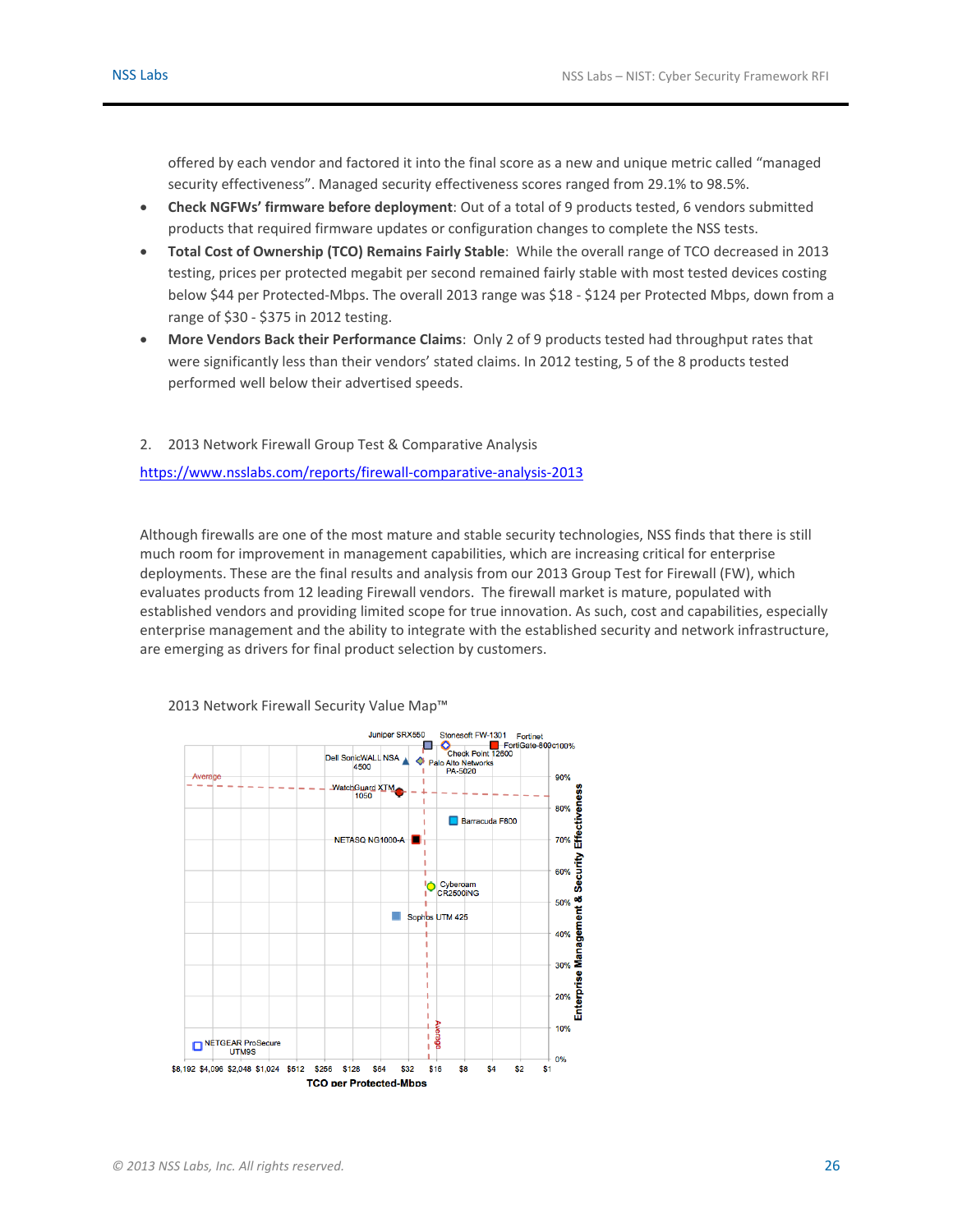offered by each vendor and factored it into the final score as a new and unique metric called "managed security effectiveness". Managed security effectiveness scores ranged from 29.1% to 98.5%.

- **Check NGFWs' firmware before deployment**: Out of a total of 9 products tested, 6 vendors submitted products that required firmware updates or configuration changes to complete the NSS tests.
- **Total Cost of Ownership (TCO) Remains Fairly Stable**: While the overall range of TCO decreased in 2013 testing, prices per protected megabit per second remained fairly stable with most tested devices costing below $44 per Protected-Mbps. The overall 2013 range was $18 - $124 per Protected Mbps, down from a range of $30 - $375 in 2012 testing.
- **More Vendors Back their Performance Claims**: Only 2 of 9 products tested had throughput rates that were significantly less than their vendors' stated claims. In 2012 testing, 5 of the 8 products tested performed well below their advertised speeds.

2. 2013 Network Firewall Group Test & Comparative Analysis

https://www.nsslabs.com/reports/firewall-comparative-analysis-2013

Although firewalls are one of the most mature and stable security technologies, NSS finds that there is still much room for improvement in management capabilities, which are increasing critical for enterprise deployments. These are the final results and analysis from our 2013 Group Test for Firewall (FW), which evaluates products from 12 leading Firewall vendors. The firewall market is mature, populated with established vendors and providing limited scope for true innovation. As such, cost and capabilities, especially enterprise management and the ability to integrate with the established security and network infrastructure, are emerging as drivers for final product selection by customers.

2013 Network Firewall Security Value Map™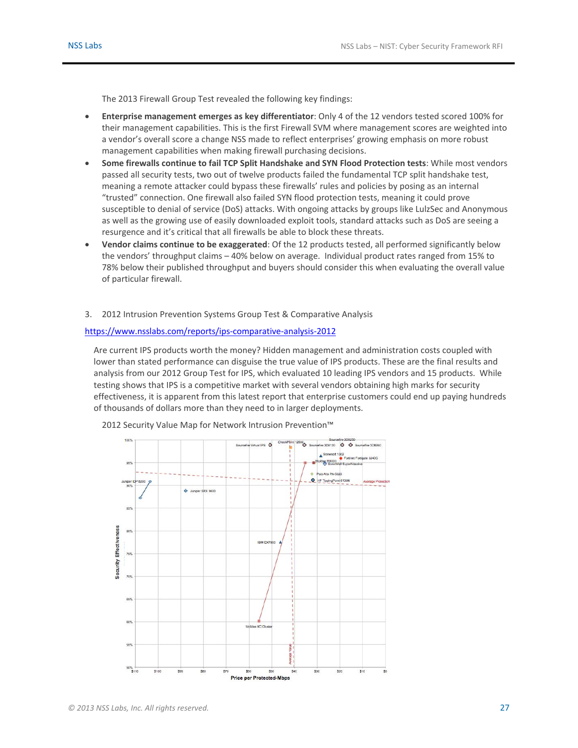The 2013 Firewall Group Test revealed the following key findings:

- **Enterprise management emerges as key differentiator**: Only 4 of the 12 vendors tested scored 100% for their management capabilities. This is the first Firewall SVM where management scores are weighted into a vendor's overall score a change NSS made to reflect enterprises' growing emphasis on more robust management capabilities when making firewall purchasing decisions.
- **Some firewalls continue to fail TCP Split Handshake and SYN Flood Protection tests**: While most vendors passed all security tests, two out of twelve products failed the fundamental TCP split handshake test, meaning a remote attacker could bypass these firewalls' rules and policies by posing as an internal "trusted" connection. One firewall also failed SYN flood protection tests, meaning it could prove susceptible to denial of service (DoS) attacks. With ongoing attacks by groups like LulzSec and Anonymous as well as the growing use of easily downloaded exploit tools, standard attacks such as DoS are seeing a resurgence and it's critical that all firewalls be able to block these threats.
- **Vendor claims continue to be exaggerated**: Of the 12 products tested, all performed significantly below the vendors' throughput claims – 40% below on average. Individual product rates ranged from 15% to 78% below their published throughput and buyers should consider this when evaluating the overall value of particular firewall.

3. 2012 Intrusion Prevention Systems Group Test & Comparative Analysis

https://www.nsslabs.com/reports/ips-comparative-analysis-2012

Are current IPS products worth the money? Hidden management and administration costs coupled with lower than stated performance can disguise the true value of IPS products. These are the final results and analysis from our 2012 Group Test for IPS, which evaluated 10 leading IPS vendors and 15 products. While testing shows that IPS is a competitive market with several vendors obtaining high marks for security effectiveness, it is apparent from this latest report that enterprise customers could end up paying hundreds of thousands of dollars more than they need to in larger deployments.

2012 Security Value Map for Network Intrusion Prevention™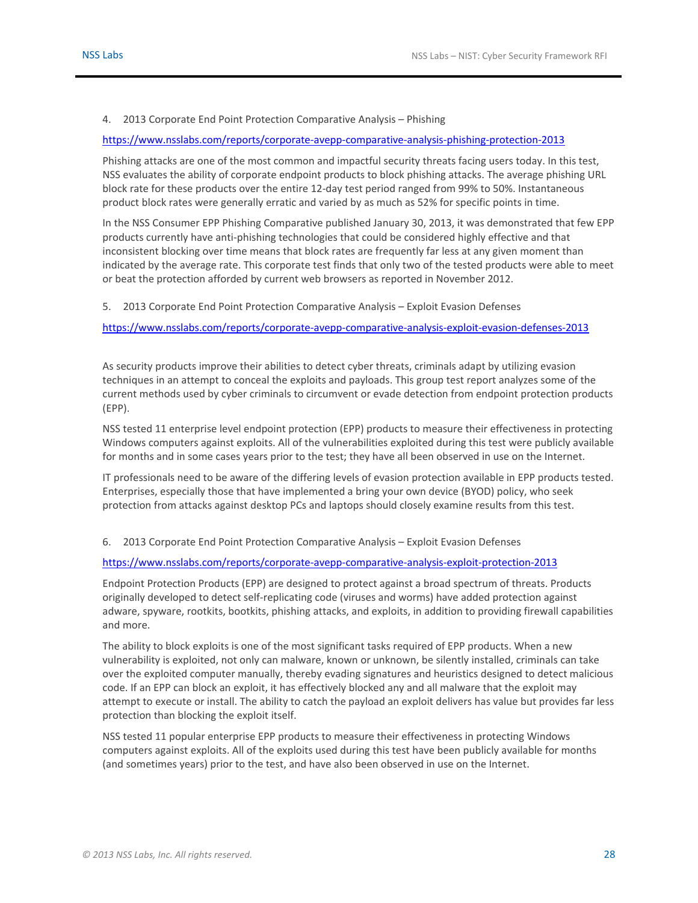4. 2013 Corporate End Point Protection Comparative Analysis – Phishing

https://www.nsslabs.com/reports/corporate-avepp-comparative-analysis-phishing-protection-2013

Phishing attacks are one of the most common and impactful security threats facing users today. In this test, NSS evaluates the ability of corporate endpoint products to block phishing attacks. The average phishing URL block rate for these products over the entire 12-day test period ranged from 99% to 50%. Instantaneous product block rates were generally erratic and varied by as much as 52% for specific points in time.

In the NSS Consumer EPP Phishing Comparative published January 30, 2013, it was demonstrated that few EPP products currently have anti-phishing technologies that could be considered highly effective and that inconsistent blocking over time means that block rates are frequently far less at any given moment than indicated by the average rate. This corporate test finds that only two of the tested products were able to meet or beat the protection afforded by current web browsers as reported in November 2012.

5. 2013 Corporate End Point Protection Comparative Analysis – Exploit Evasion Defenses

https://www.nsslabs.com/reports/corporate-avepp-comparative-analysis-exploit-evasion-defenses-2013

As security products improve their abilities to detect cyber threats, criminals adapt by utilizing evasion techniques in an attempt to conceal the exploits and payloads. This group test report analyzes some of the current methods used by cyber criminals to circumvent or evade detection from endpoint protection products (EPP).

NSS tested 11 enterprise level endpoint protection (EPP) products to measure their effectiveness in protecting Windows computers against exploits. All of the vulnerabilities exploited during this test were publicly available for months and in some cases years prior to the test; they have all been observed in use on the Internet.

IT professionals need to be aware of the differing levels of evasion protection available in EPP products tested. Enterprises, especially those that have implemented a bring your own device (BYOD) policy, who seek protection from attacks against desktop PCs and laptops should closely examine results from this test.

6. 2013 Corporate End Point Protection Comparative Analysis – Exploit Evasion Defenses

https://www.nsslabs.com/reports/corporate-avepp-comparative-analysis-exploit-protection-2013

Endpoint Protection Products (EPP) are designed to protect against a broad spectrum of threats. Products originally developed to detect self-replicating code (viruses and worms) have added protection against adware, spyware, rootkits, bootkits, phishing attacks, and exploits, in addition to providing firewall capabilities and more.

The ability to block exploits is one of the most significant tasks required of EPP products. When a new vulnerability is exploited, not only can malware, known or unknown, be silently installed, criminals can take over the exploited computer manually, thereby evading signatures and heuristics designed to detect malicious code. If an EPP can block an exploit, it has effectively blocked any and all malware that the exploit may attempt to execute or install. The ability to catch the payload an exploit delivers has value but provides far less protection than blocking the exploit itself.

NSS tested 11 popular enterprise EPP products to measure their effectiveness in protecting Windows computers against exploits. All of the exploits used during this test have been publicly available for months (and sometimes years) prior to the test, and have also been observed in use on the Internet.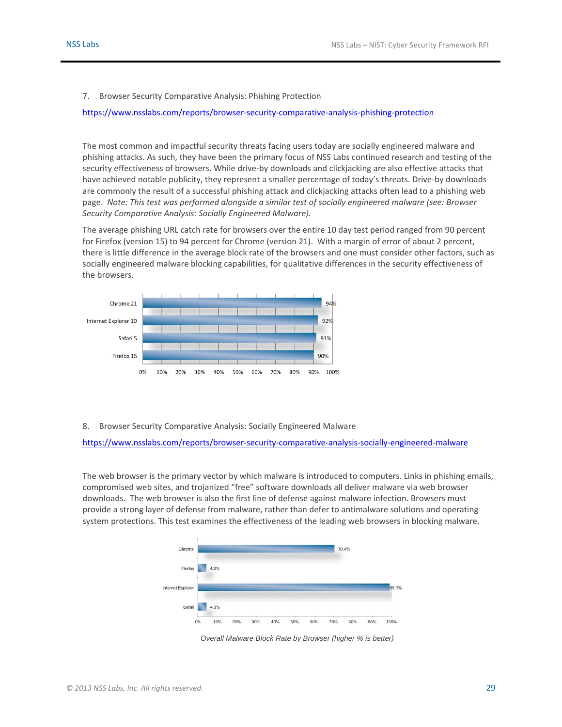7. Browser Security Comparative Analysis: Phishing Protection

https://www.nsslabs.com/reports/browser-security-comparative-analysis-phishing-protection

The most common and impactful security threats facing users today are socially engineered malware and phishing attacks. As such, they have been the primary focus of NSS Labs continued research and testing of the security effectiveness of browsers. While drive-by downloads and clickjacking are also effective attacks that have achieved notable publicity, they represent a smaller percentage of today's threats. Drive-by downloads are commonly the result of a successful phishing attack and clickjacking attacks often lead to a phishing web page. *Note: This test was performed alongside a similar test of socially engineered malware (see: Browser Security Comparative Analysis: Socially Engineered Malware).*

The average phishing URL catch rate for browsers over the entire 10 day test period ranged from 90 percent for Firefox (version 15) to 94 percent for Chrome (version 21). With a margin of error of about 2 percent, there is little difference in the average block rate of the browsers and one must consider other factors, such as socially engineered malware blocking capabilities, for qualitative differences in the security effectiveness of the browsers.

| Browser | Phishing URL catch rate |
|---|---|
| Chrome 21 | 94% |
| Internet Explorer 10 | 92% |
| Safari 5 | 91% |
| Firefox 15 | 90% |

8. Browser Security Comparative Analysis: Socially Engineered Malware

https://www.nsslabs.com/reports/browser-security-comparative-analysis-socially-engineered-malware

The web browser is the primary vector by which malware is introduced to computers. Links in phishing emails, compromised web sites, and trojanized "free" software downloads all deliver malware via web browser downloads. The web browser is also the first line of defense against malware infection. Browsers must provide a strong layer of defense from malware, rather than defer to antimalware solutions and operating system protections. This test examines the effectiveness of the leading web browsers in blocking malware.

| Browser | Malware Block Rate |
|---|---|
| Chrome | 70.4% |
| Firefox | 4.2% |
| Internet Explorer | 99.1% |
| Safari | 4.3% |

*Overall Malware Block Rate by Browser (higher % is better)*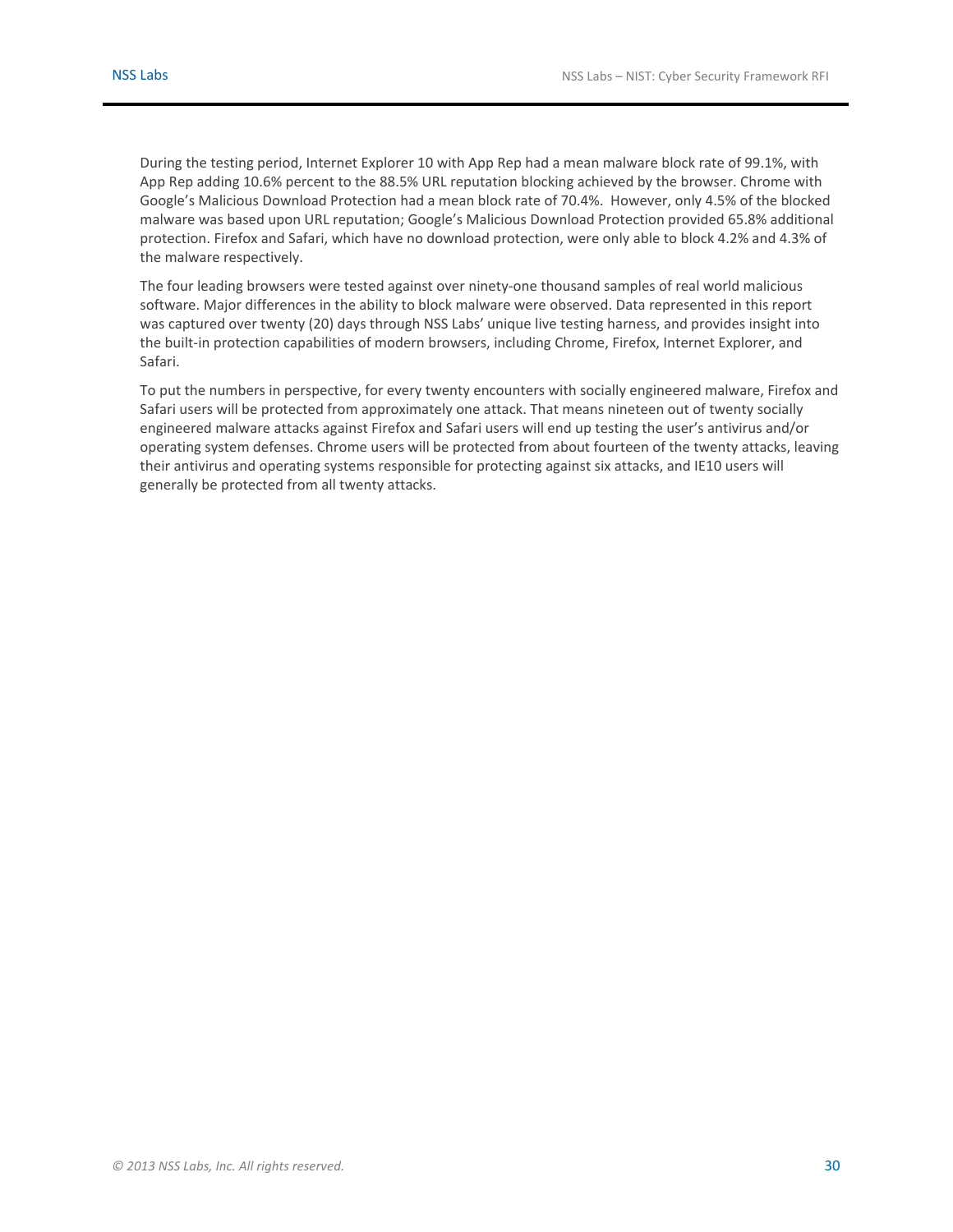During the testing period, Internet Explorer 10 with App Rep had a mean malware block rate of 99.1%, with App Rep adding 10.6% percent to the 88.5% URL reputation blocking achieved by the browser. Chrome with Google's Malicious Download Protection had a mean block rate of 70.4%. However, only 4.5% of the blocked malware was based upon URL reputation; Google's Malicious Download Protection provided 65.8% additional protection. Firefox and Safari, which have no download protection, were only able to block 4.2% and 4.3% of the malware respectively.

The four leading browsers were tested against over ninety-one thousand samples of real world malicious software. Major differences in the ability to block malware were observed. Data represented in this report was captured over twenty (20) days through NSS Labs' unique live testing harness, and provides insight into the built-in protection capabilities of modern browsers, including Chrome, Firefox, Internet Explorer, and Safari.

To put the numbers in perspective, for every twenty encounters with socially engineered malware, Firefox and Safari users will be protected from approximately one attack. That means nineteen out of twenty socially engineered malware attacks against Firefox and Safari users will end up testing the user's antivirus and/or operating system defenses. Chrome users will be protected from about fourteen of the twenty attacks, leaving their antivirus and operating systems responsible for protecting against six attacks, and IE10 users will generally be protected from all twenty attacks.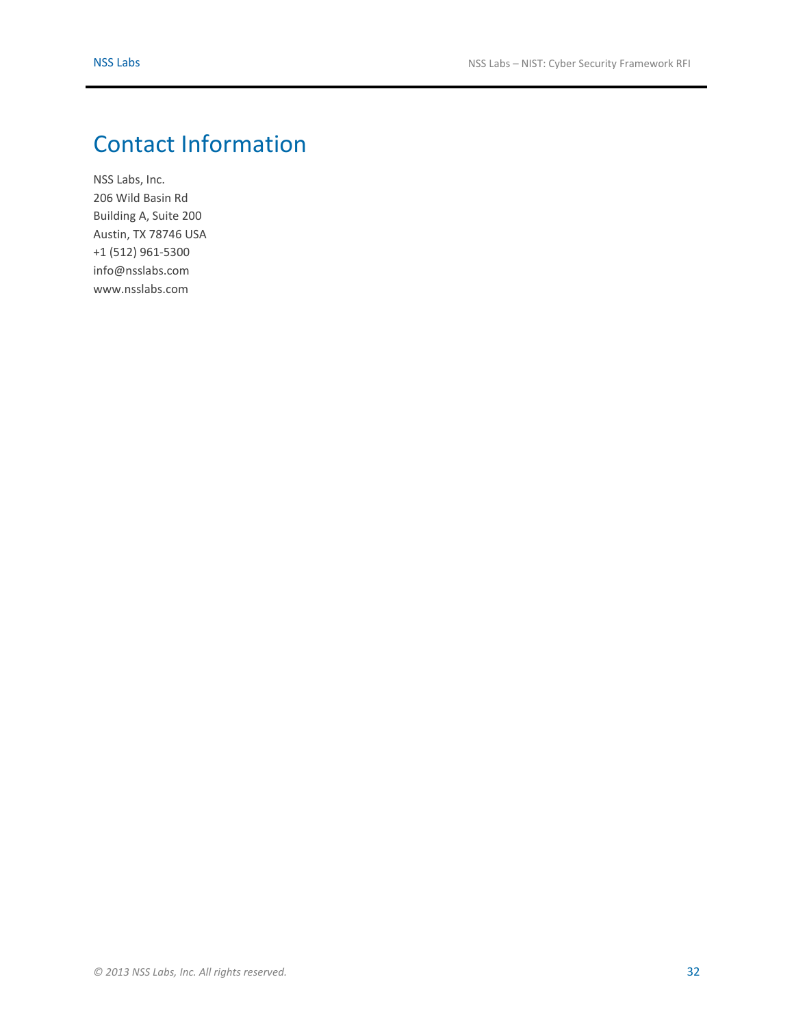# Contact Information

NSS Labs, Inc.
206 Wild Basin Rd
Building A, Suite 200
Austin, TX 78746 USA
+1 (512) 961-5300
info@nsslabs.com
www.nsslabs.com